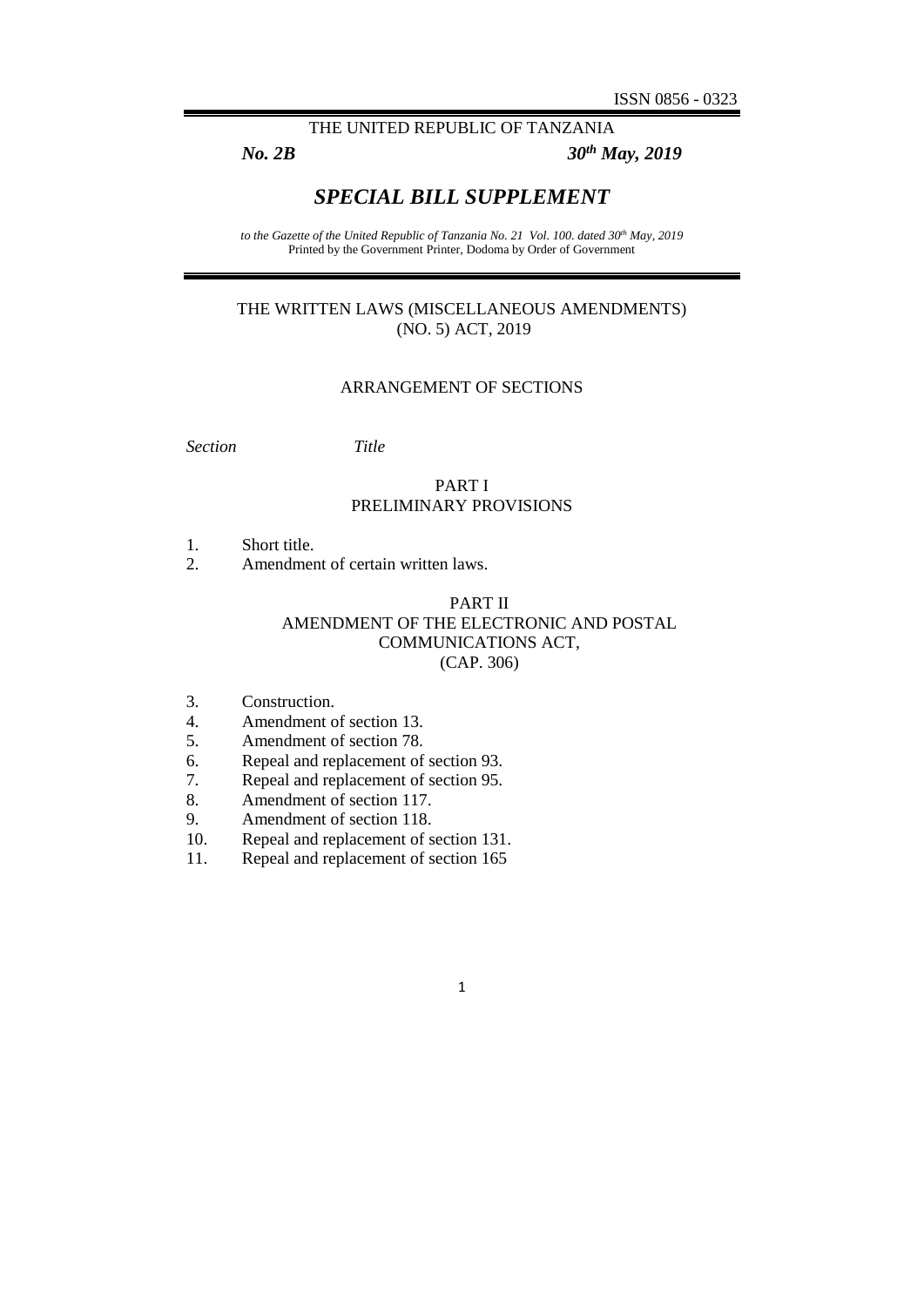ISSN 0856 - 0323

THE UNITED REPUBLIC OF TANZANIA

*No. 2B* *30th May, 2019*

# *SPECIAL BILL SUPPLEMENT*

*to the Gazette of the United Republic of Tanzania No. 21 Vol. 100. dated 30th May, 2019*
Printed by the Government Printer, Dodoma by Order of Government

## THE WRITTEN LAWS (MISCELLANEOUS AMENDMENTS) (NO. 5) ACT, 2019

### ARRANGEMENT OF SECTIONS

| *Section* | *Title* |
|---|---|
| | **PART I**<br>**PRELIMINARY PROVISIONS** |
| 1. | Short title. |
| 2. | Amendment of certain written laws. |
| | **PART II**<br>**AMENDMENT OF THE ELECTRONIC AND POSTAL COMMUNICATIONS ACT, (CAP. 306)** |
| 3. | Construction. |
| 4. | Amendment of section 13. |
| 5. | Amendment of section 78. |
| 6. | Repeal and replacement of section 93. |
| 7. | Repeal and replacement of section 95. |
| 8. | Amendment of section 117. |
| 9. | Amendment of section 118. |
| 10. | Repeal and replacement of section 131. |
| 11. | Repeal and replacement of section 165 |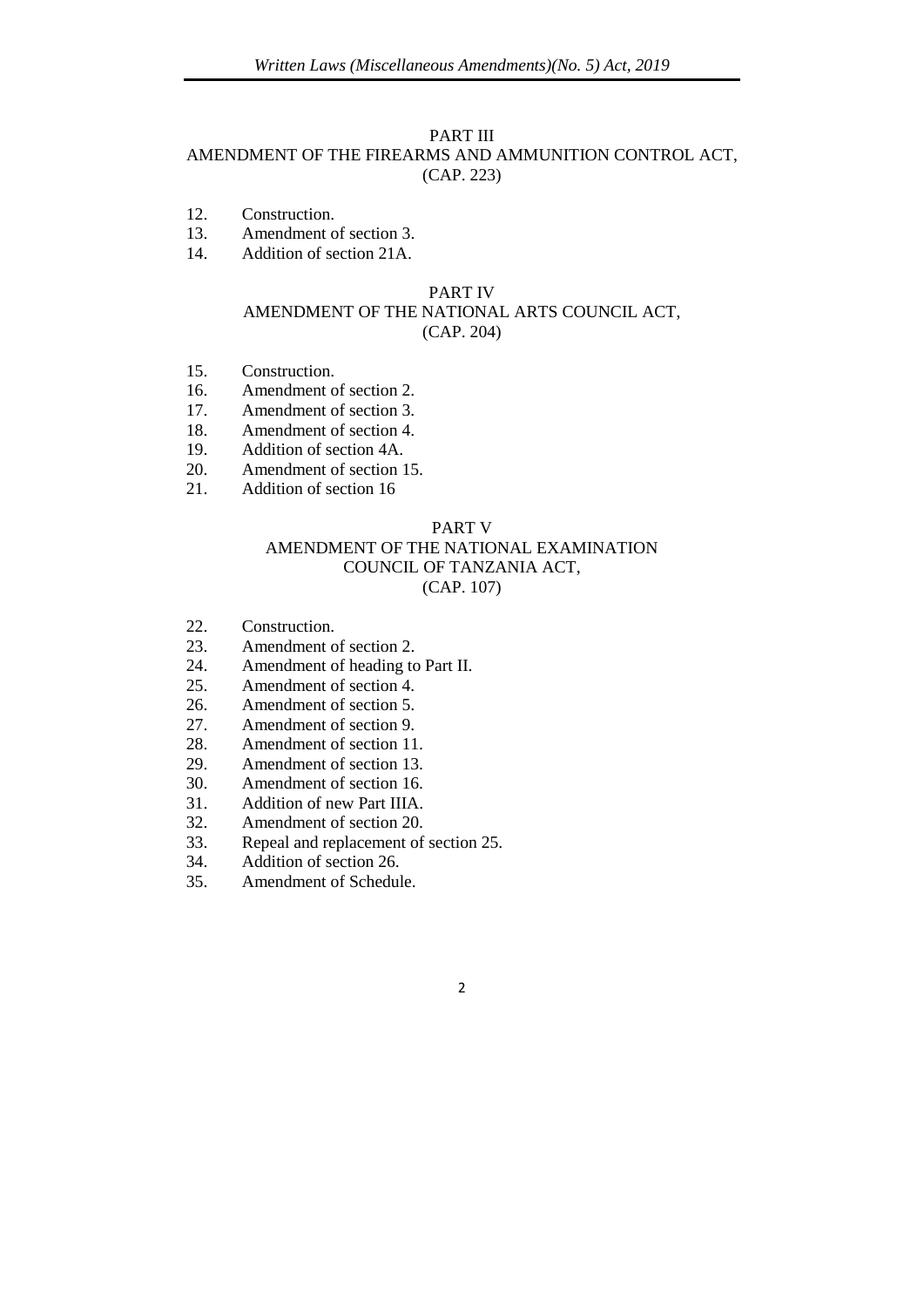## PART III
## AMENDMENT OF THE FIREARMS AND AMMUNITION CONTROL ACT, (CAP. 223)

12. Construction.
13. Amendment of section 3.
14. Addition of section 21A.

## PART IV
## AMENDMENT OF THE NATIONAL ARTS COUNCIL ACT, (CAP. 204)

15. Construction.
16. Amendment of section 2.
17. Amendment of section 3.
18. Amendment of section 4.
19. Addition of section 4A.
20. Amendment of section 15.
21. Addition of section 16

## PART V
## AMENDMENT OF THE NATIONAL EXAMINATION COUNCIL OF TANZANIA ACT, (CAP. 107)

22. Construction.
23. Amendment of section 2.
24. Amendment of heading to Part II.
25. Amendment of section 4.
26. Amendment of section 5.
27. Amendment of section 9.
28. Amendment of section 11.
29. Amendment of section 13.
30. Amendment of section 16.
31. Addition of new Part IIIA.
32. Amendment of section 20.
33. Repeal and replacement of section 25.
34. Addition of section 26.
35. Amendment of Schedule.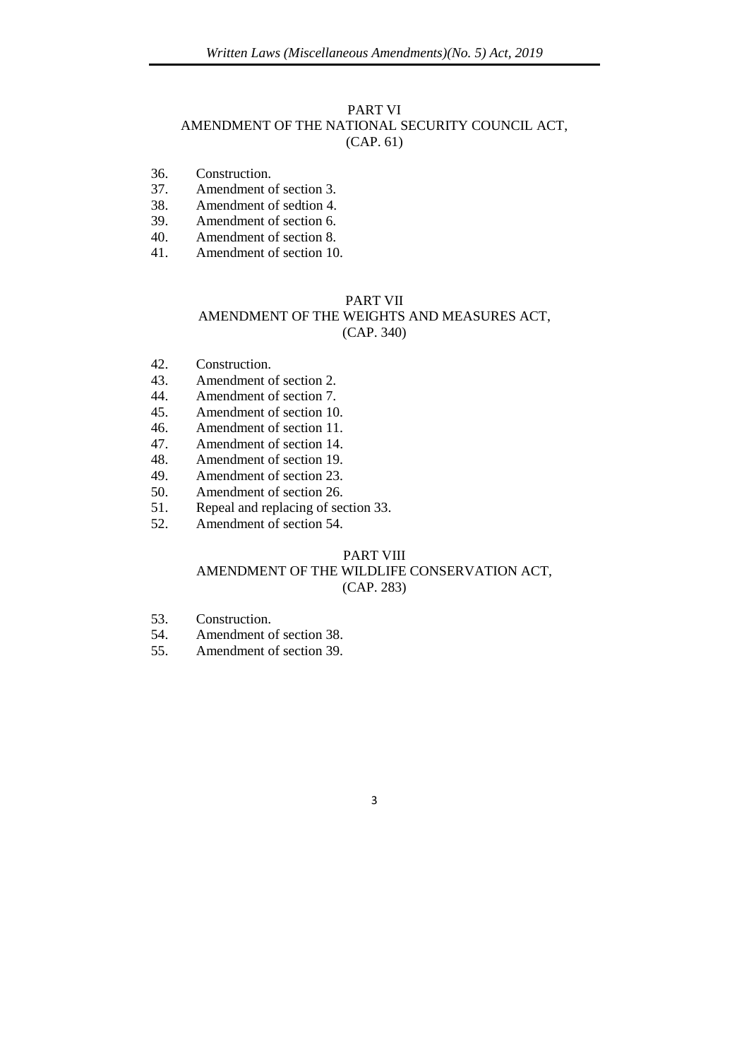## PART VI
## AMENDMENT OF THE NATIONAL SECURITY COUNCIL ACT, (CAP. 61)

36. Construction.
37. Amendment of section 3.
38. Amendment of sedtion 4.
39. Amendment of section 6.
40. Amendment of section 8.
41. Amendment of section 10.

## PART VII
## AMENDMENT OF THE WEIGHTS AND MEASURES ACT, (CAP. 340)

42. Construction.
43. Amendment of section 2.
44. Amendment of section 7.
45. Amendment of section 10.
46. Amendment of section 11.
47. Amendment of section 14.
48. Amendment of section 19.
49. Amendment of section 23.
50. Amendment of section 26.
51. Repeal and replacing of section 33.
52. Amendment of section 54.

## PART VIII
## AMENDMENT OF THE WILDLIFE CONSERVATION ACT, (CAP. 283)

53. Construction.
54. Amendment of section 38.
55. Amendment of section 39.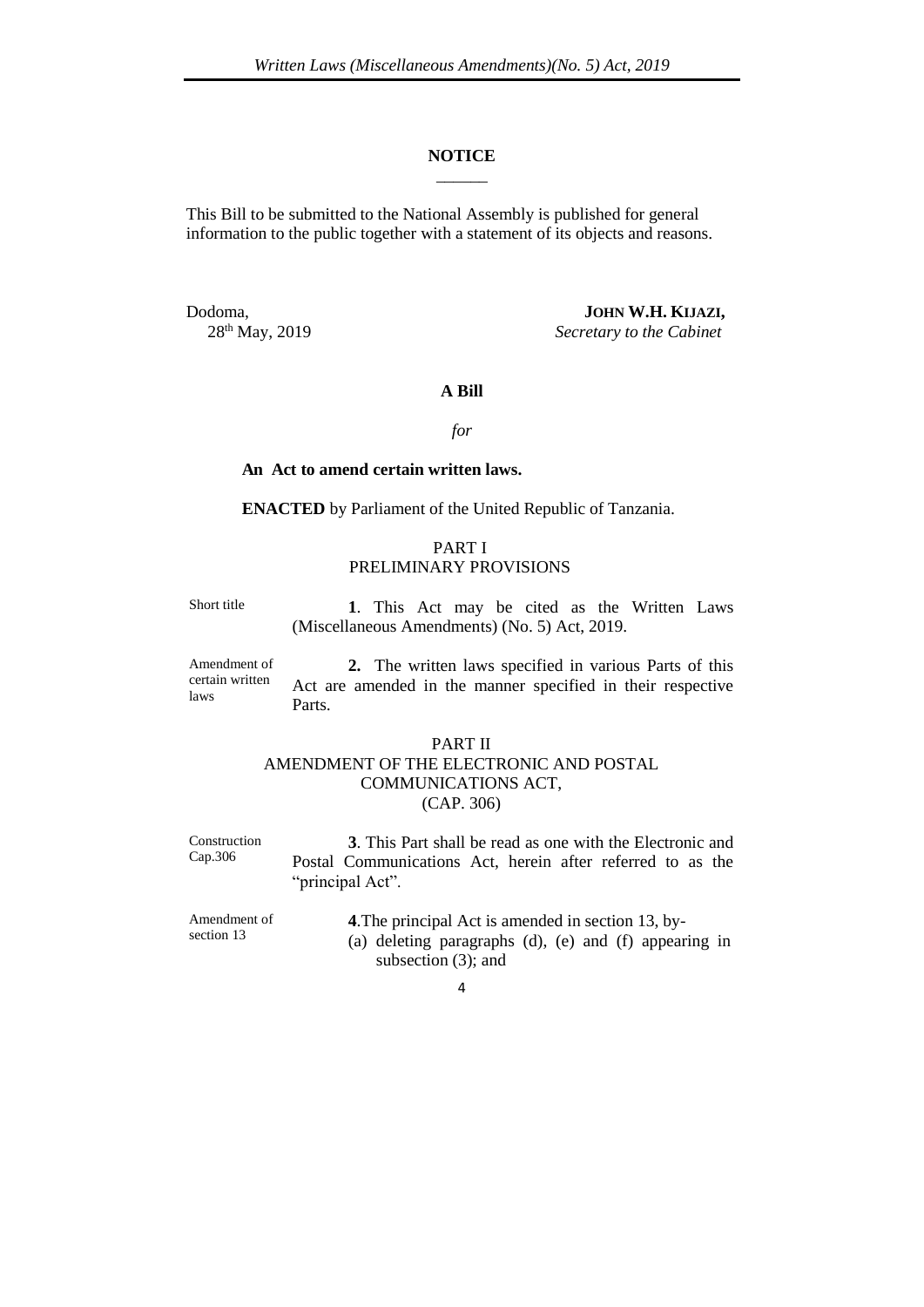## NOTICE

This Bill to be submitted to the National Assembly is published for general information to the public together with a statement of its objects and reasons.

Dodoma,
28th May, 2019

**JOHN W.H. KIJAZI,**
*Secretary to the Cabinet*

## A Bill

*for*

**An Act to amend certain written laws.**

**ENACTED** by Parliament of the United Republic of Tanzania.

### PART I
### PRELIMINARY PROVISIONS

Short title

**1**. This Act may be cited as the Written Laws (Miscellaneous Amendments) (No. 5) Act, 2019.

Amendment of certain written laws

**2.** The written laws specified in various Parts of this Act are amended in the manner specified in their respective Parts.

### PART II
### AMENDMENT OF THE ELECTRONIC AND POSTAL COMMUNICATIONS ACT, (CAP. 306)

Construction Cap.306

**3**. This Part shall be read as one with the Electronic and Postal Communications Act, herein after referred to as the "principal Act".

Amendment of section 13

**4**.The principal Act is amended in section 13, by-

(a) deleting paragraphs (d), (e) and (f) appearing in subsection (3); and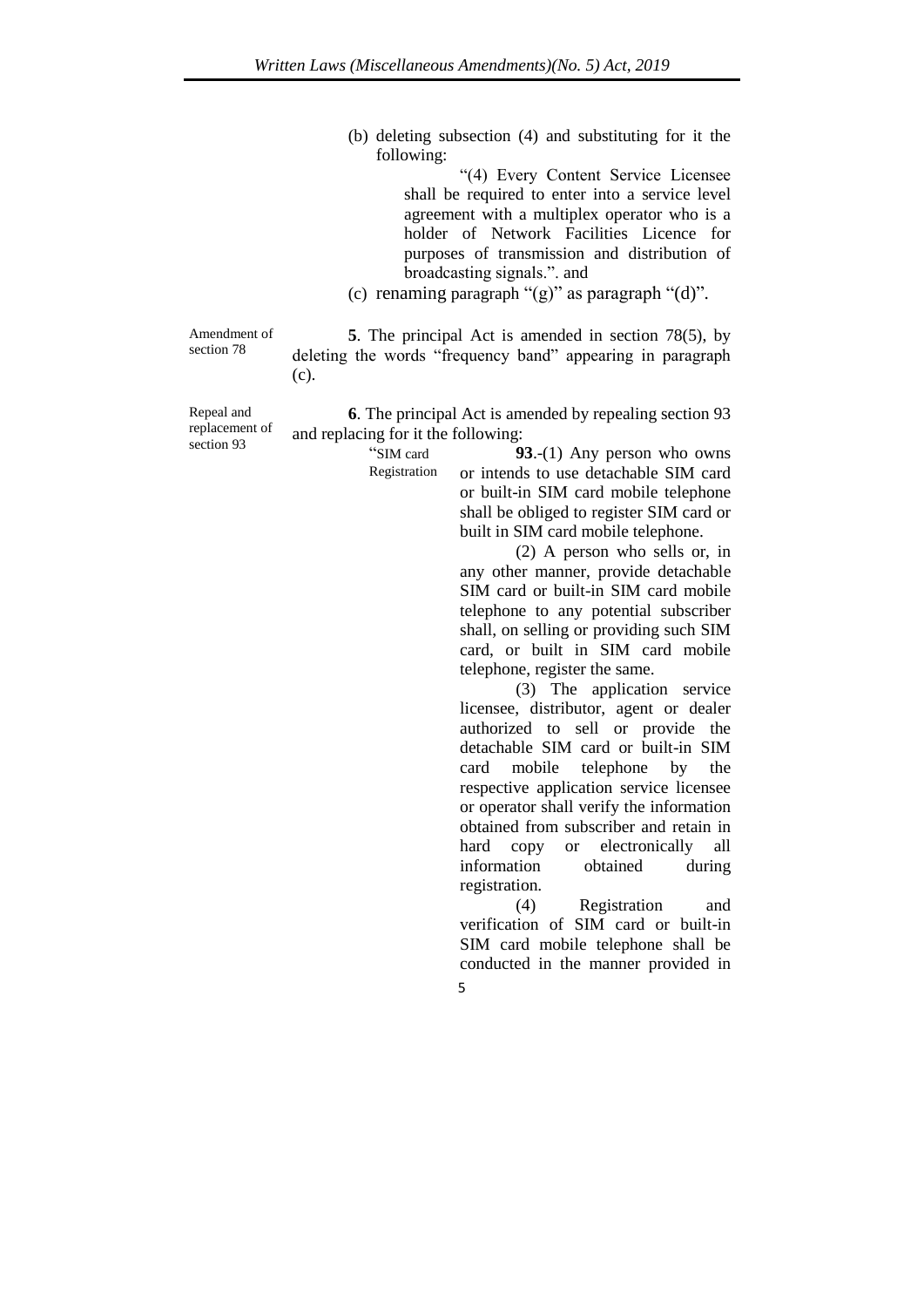(b) deleting subsection (4) and substituting for it the following:

"(4) Every Content Service Licensee shall be required to enter into a service level agreement with a multiplex operator who is a holder of Network Facilities Licence for purposes of transmission and distribution of broadcasting signals.". and

(c) renaming paragraph "(g)" as paragraph "(d)".

Amendment of section 78

**5**. The principal Act is amended in section 78(5), by deleting the words "frequency band" appearing in paragraph (c).

Repeal and replacement of section 93

**6**. The principal Act is amended by repealing section 93 and replacing for it the following:

"SIM card Registration

**93**.-(1) Any person who owns or intends to use detachable SIM card or built-in SIM card mobile telephone shall be obliged to register SIM card or built in SIM card mobile telephone.

(2) A person who sells or, in any other manner, provide detachable SIM card or built-in SIM card mobile telephone to any potential subscriber shall, on selling or providing such SIM card, or built in SIM card mobile telephone, register the same.

(3) The application service licensee, distributor, agent or dealer authorized to sell or provide the detachable SIM card or built-in SIM card mobile telephone by the respective application service licensee or operator shall verify the information obtained from subscriber and retain in hard copy or electronically all information obtained during registration.

(4) Registration and verification of SIM card or built-in SIM card mobile telephone shall be conducted in the manner provided in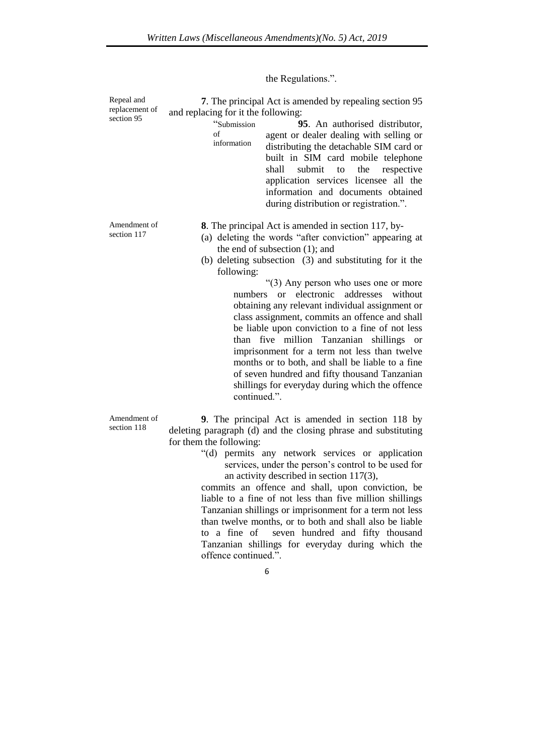the Regulations.".

Repeal and replacement of section 95

**7**. The principal Act is amended by repealing section 95 and replacing for it the following:

"Submission of information

**95**. An authorised distributor, agent or dealer dealing with selling or distributing the detachable SIM card or built in SIM card mobile telephone shall submit to the respective application services licensee all the information and documents obtained during distribution or registration.".

Amendment of section 117

**8**. The principal Act is amended in section 117, by-

(a) deleting the words "after conviction" appearing at the end of subsection (1); and
(b) deleting subsection (3) and substituting for it the following:

"(3) Any person who uses one or more numbers or electronic addresses without obtaining any relevant individual assignment or class assignment, commits an offence and shall be liable upon conviction to a fine of not less than five million Tanzanian shillings or imprisonment for a term not less than twelve months or to both, and shall be liable to a fine of seven hundred and fifty thousand Tanzanian shillings for everyday during which the offence continued.".

Amendment of section 118

**9**. The principal Act is amended in section 118 by deleting paragraph (d) and the closing phrase and substituting for them the following:

"(d) permits any network services or application services, under the person's control to be used for an activity described in section 117(3),

commits an offence and shall, upon conviction, be liable to a fine of not less than five million shillings Tanzanian shillings or imprisonment for a term not less than twelve months, or to both and shall also be liable to a fine of seven hundred and fifty thousand Tanzanian shillings for everyday during which the offence continued.".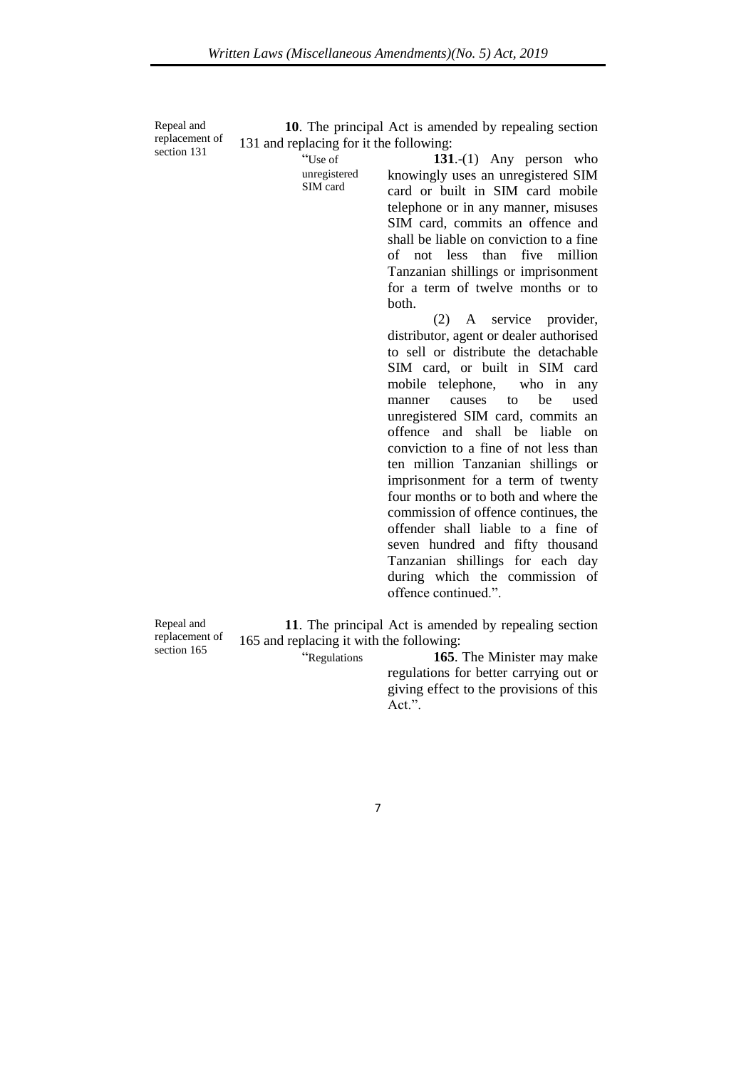Repeal and replacement of section 131

**10**. The principal Act is amended by repealing section 131 and replacing for it the following:

"Use of unregistered SIM card

**131**.-(1) Any person who knowingly uses an unregistered SIM card or built in SIM card mobile telephone or in any manner, misuses SIM card, commits an offence and shall be liable on conviction to a fine of not less than five million Tanzanian shillings or imprisonment for a term of twelve months or to both.

(2) A service provider, distributor, agent or dealer authorised to sell or distribute the detachable SIM card, or built in SIM card mobile telephone, who in any manner causes to be used unregistered SIM card, commits an offence and shall be liable on conviction to a fine of not less than ten million Tanzanian shillings or imprisonment for a term of twenty four months or to both and where the commission of offence continues, the offender shall liable to a fine of seven hundred and fifty thousand Tanzanian shillings for each day during which the commission of offence continued.".

Repeal and replacement of section 165

**11**. The principal Act is amended by repealing section 165 and replacing it with the following:

"Regulations

**165**. The Minister may make regulations for better carrying out or giving effect to the provisions of this Act.".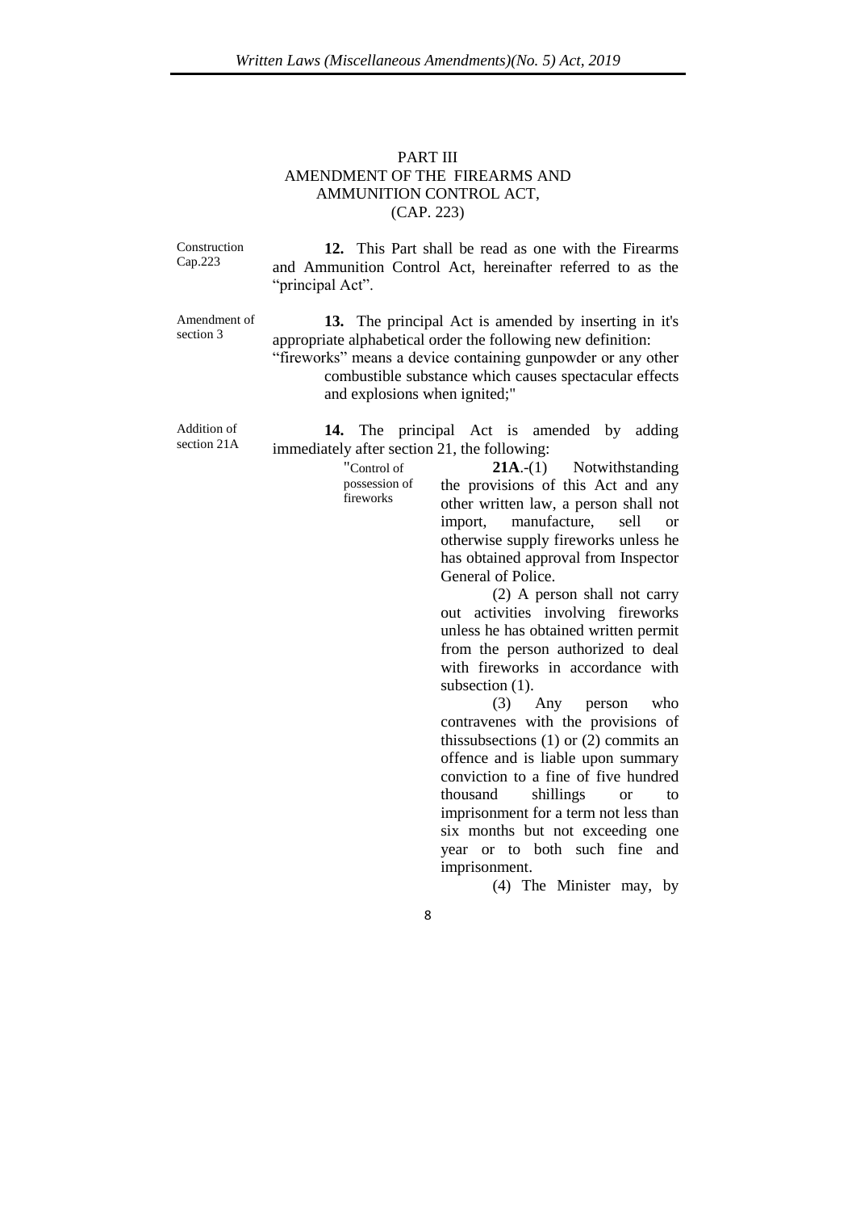PART III
AMENDMENT OF THE FIREARMS AND AMMUNITION CONTROL ACT,
(CAP. 223)

Construction Cap.223

**12.** This Part shall be read as one with the Firearms and Ammunition Control Act, hereinafter referred to as the "principal Act".

Amendment of section 3

**13.** The principal Act is amended by inserting in it's appropriate alphabetical order the following new definition:

"fireworks" means a device containing gunpowder or any other combustible substance which causes spectacular effects and explosions when ignited;"

Addition of section 21A

**14.** The principal Act is amended by adding immediately after section 21, the following:

"Control of possession of fireworks

**21A**.-(1) Notwithstanding the provisions of this Act and any other written law, a person shall not import, manufacture, sell or otherwise supply fireworks unless he has obtained approval from Inspector General of Police.

(2) A person shall not carry out activities involving fireworks unless he has obtained written permit from the person authorized to deal with fireworks in accordance with subsection (1).

(3) Any person who contravenes with the provisions of thissubsections (1) or (2) commits an offence and is liable upon summary conviction to a fine of five hundred thousand shillings or to imprisonment for a term not less than six months but not exceeding one year or to both such fine and imprisonment.

(4) The Minister may, by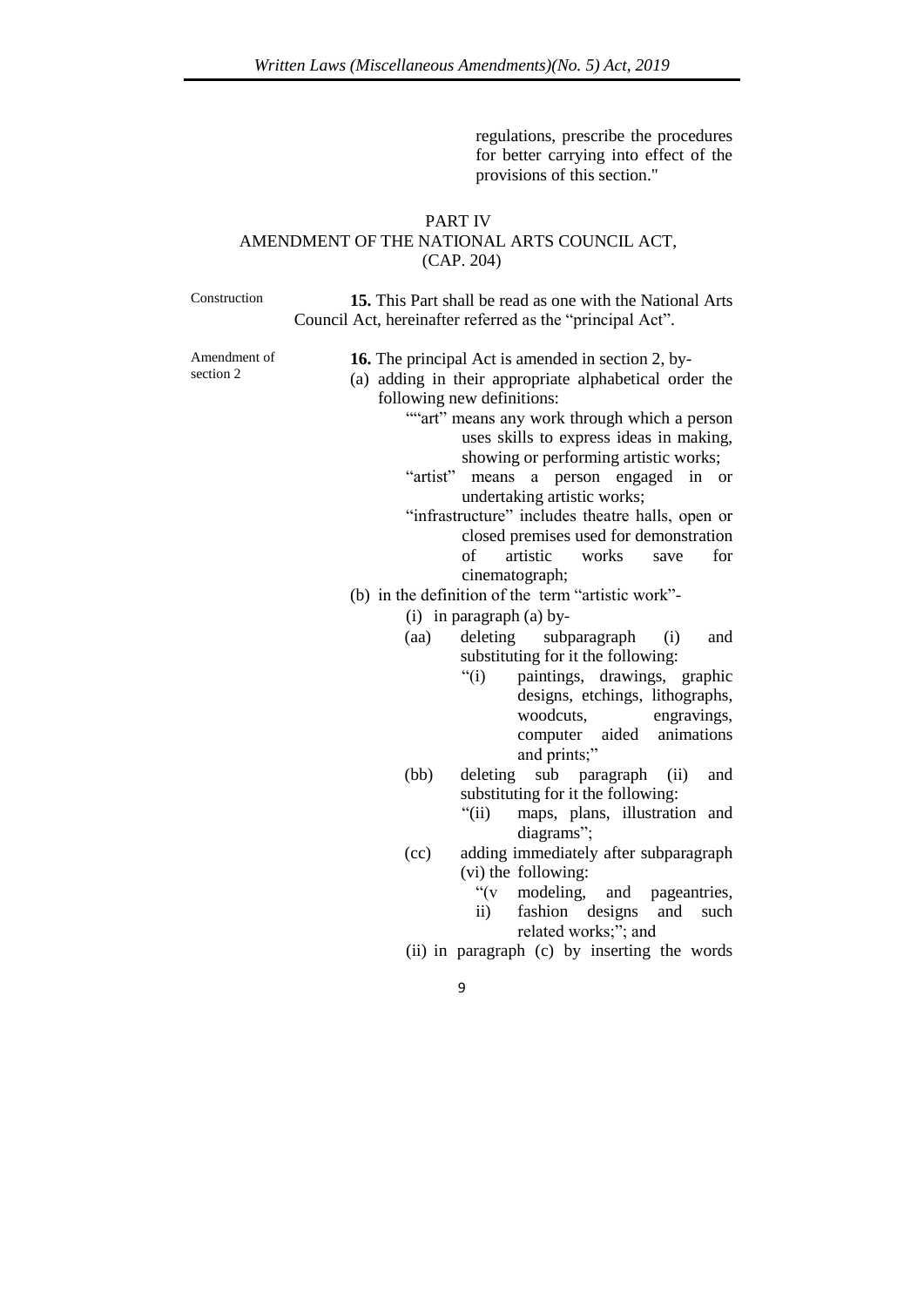regulations, prescribe the procedures for better carrying into effect of the provisions of this section."

## PART IV
## AMENDMENT OF THE NATIONAL ARTS COUNCIL ACT, (CAP. 204)

Construction

**15.** This Part shall be read as one with the National Arts Council Act, hereinafter referred as the "principal Act".

Amendment of section 2

**16.** The principal Act is amended in section 2, by-

(a) adding in their appropriate alphabetical order the following new definitions:

""art" means any work through which a person uses skills to express ideas in making, showing or performing artistic works;

"artist" means a person engaged in or undertaking artistic works;

"infrastructure" includes theatre halls, open or closed premises used for demonstration of artistic works save for cinematograph;

(b) in the definition of the term "artistic work"-

(i) in paragraph (a) by-

(aa) deleting subparagraph (i) and substituting for it the following:

"(i) paintings, drawings, graphic designs, etchings, lithographs, woodcuts, engravings, computer aided animations and prints;"

(bb) deleting sub paragraph (ii) and substituting for it the following:

"(ii) maps, plans, illustration and diagrams";

(cc) adding immediately after subparagraph (vi) the following:

"(vii) modeling, and pageantries, fashion designs and such related works;"; and

(ii) in paragraph (c) by inserting the words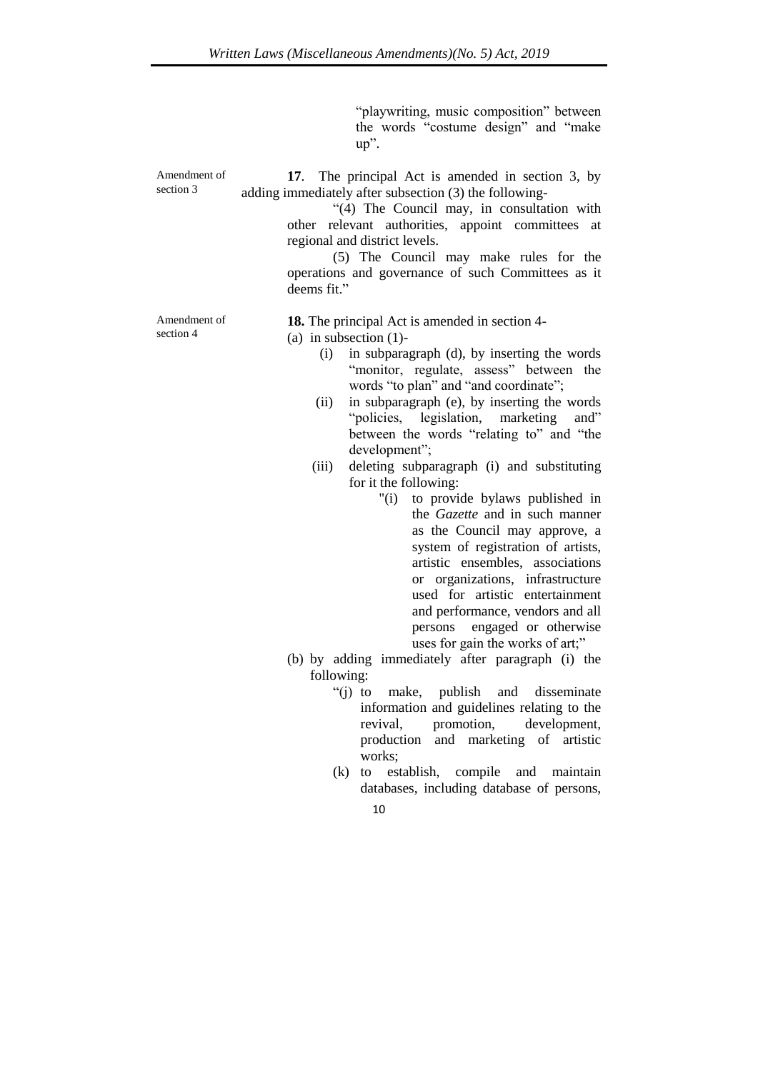"playwriting, music composition" between the words "costume design" and "make up".

Amendment of section 3

**17**. The principal Act is amended in section 3, by adding immediately after subsection (3) the following-

"(4) The Council may, in consultation with other relevant authorities, appoint committees at regional and district levels.

(5) The Council may make rules for the operations and governance of such Committees as it deems fit."

Amendment of section 4

**18.** The principal Act is amended in section 4-

(a) in subsection (1)-

(i) in subparagraph (d), by inserting the words "monitor, regulate, assess" between the words "to plan" and "and coordinate";

(ii) in subparagraph (e), by inserting the words "policies, legislation, marketing and" between the words "relating to" and "the development";

(iii) deleting subparagraph (i) and substituting for it the following:

"(i) to provide bylaws published in the *Gazette* and in such manner as the Council may approve, a system of registration of artists, artistic ensembles, associations or organizations, infrastructure used for artistic entertainment and performance, vendors and all persons engaged or otherwise uses for gain the works of art;"

(b) by adding immediately after paragraph (i) the following:

"(j) to make, publish and disseminate information and guidelines relating to the revival, promotion, development, production and marketing of artistic works;

(k) to establish, compile and maintain databases, including database of persons,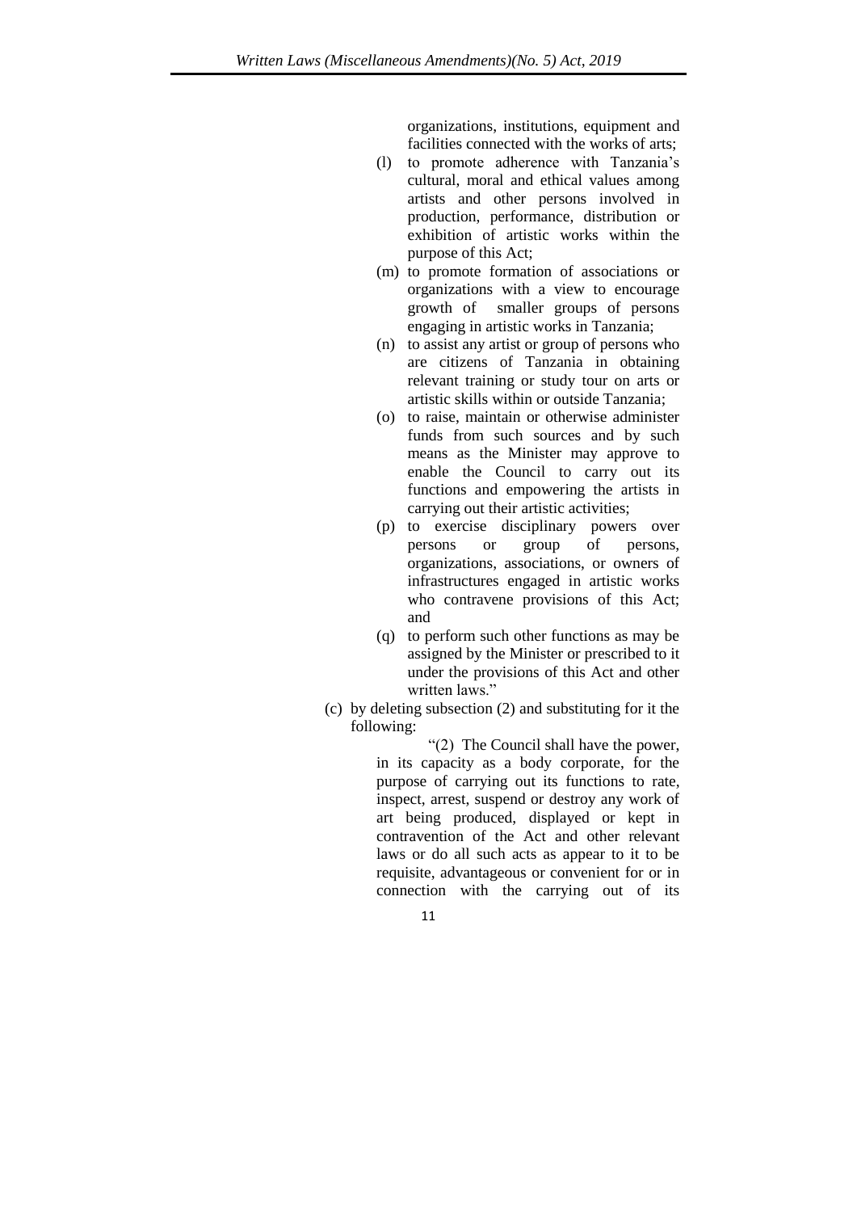organizations, institutions, equipment and facilities connected with the works of arts;

(l) to promote adherence with Tanzania's cultural, moral and ethical values among artists and other persons involved in production, performance, distribution or exhibition of artistic works within the purpose of this Act;

(m) to promote formation of associations or organizations with a view to encourage growth of smaller groups of persons engaging in artistic works in Tanzania;

(n) to assist any artist or group of persons who are citizens of Tanzania in obtaining relevant training or study tour on arts or artistic skills within or outside Tanzania;

(o) to raise, maintain or otherwise administer funds from such sources and by such means as the Minister may approve to enable the Council to carry out its functions and empowering the artists in carrying out their artistic activities;

(p) to exercise disciplinary powers over persons or group of persons, organizations, associations, or owners of infrastructures engaged in artistic works who contravene provisions of this Act; and

(q) to perform such other functions as may be assigned by the Minister or prescribed to it under the provisions of this Act and other written laws."

(c) by deleting subsection (2) and substituting for it the following:

"(2) The Council shall have the power, in its capacity as a body corporate, for the purpose of carrying out its functions to rate, inspect, arrest, suspend or destroy any work of art being produced, displayed or kept in contravention of the Act and other relevant laws or do all such acts as appear to it to be requisite, advantageous or convenient for or in connection with the carrying out of its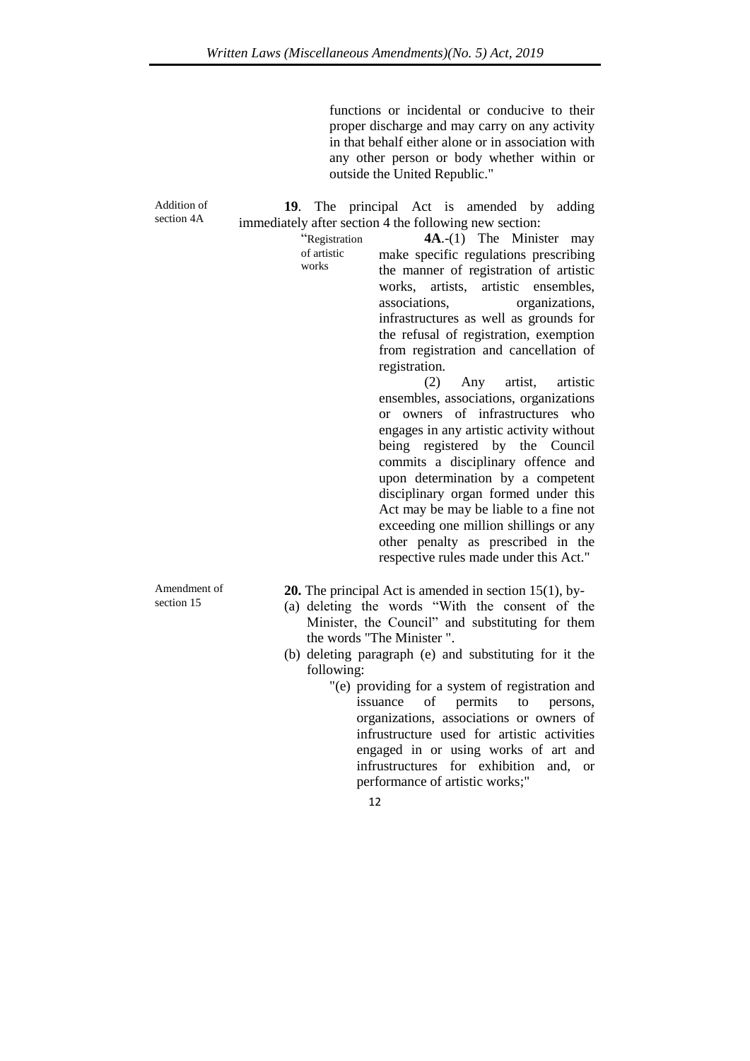functions or incidental or conducive to their proper discharge and may carry on any activity in that behalf either alone or in association with any other person or body whether within or outside the United Republic."

Addition of section 4A

**19**. The principal Act is amended by adding immediately after section 4 the following new section:

"Registration of artistic works

**4A**.-(1) The Minister may make specific regulations prescribing the manner of registration of artistic works, artists, artistic ensembles, associations, organizations, infrastructures as well as grounds for the refusal of registration, exemption from registration and cancellation of registration.

(2) Any artist, artistic ensembles, associations, organizations or owners of infrastructures who engages in any artistic activity without being registered by the Council commits a disciplinary offence and upon determination by a competent disciplinary organ formed under this Act may be may be liable to a fine not exceeding one million shillings or any other penalty as prescribed in the respective rules made under this Act."

Amendment of section 15

**20.** The principal Act is amended in section 15(1), by-

(a) deleting the words "With the consent of the Minister, the Council" and substituting for them the words "The Minister ".

(b) deleting paragraph (e) and substituting for it the following:

"(e) providing for a system of registration and issuance of permits to persons, organizations, associations or owners of infrustructure used for artistic activities engaged in or using works of art and infrustructures for exhibition and, or performance of artistic works;"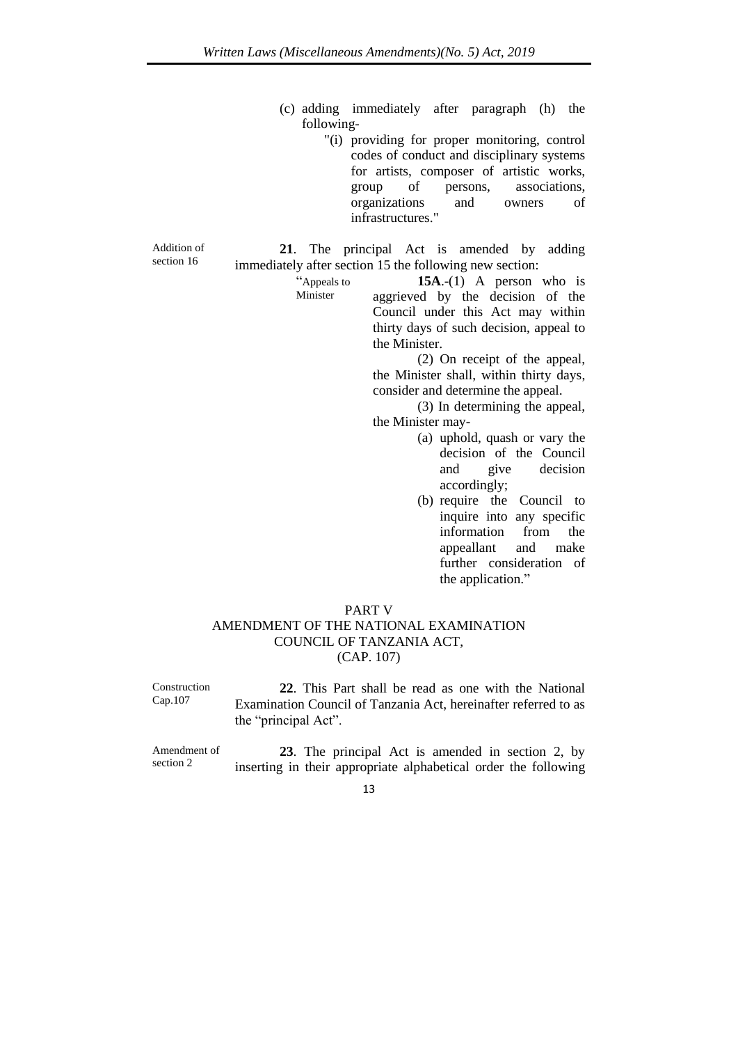(c) adding immediately after paragraph (h) the following-

"(i) providing for proper monitoring, control codes of conduct and disciplinary systems for artists, composer of artistic works, group of persons, associations, organizations and owners of infrastructures."

Addition of section 16

**21**. The principal Act is amended by adding immediately after section 15 the following new section:

"Appeals to Minister

**15A**.-(1) A person who is aggrieved by the decision of the Council under this Act may within thirty days of such decision, appeal to the Minister.

(2) On receipt of the appeal, the Minister shall, within thirty days, consider and determine the appeal.

(3) In determining the appeal, the Minister may-

(a) uphold, quash or vary the decision of the Council and give decision accordingly;

(b) require the Council to inquire into any specific information from the appeallant and make further consideration of the application."

## PART V
## AMENDMENT OF THE NATIONAL EXAMINATION COUNCIL OF TANZANIA ACT, (CAP. 107)

Construction Cap.107

**22**. This Part shall be read as one with the National Examination Council of Tanzania Act, hereinafter referred to as the "principal Act".

Amendment of section 2

**23**. The principal Act is amended in section 2, by inserting in their appropriate alphabetical order the following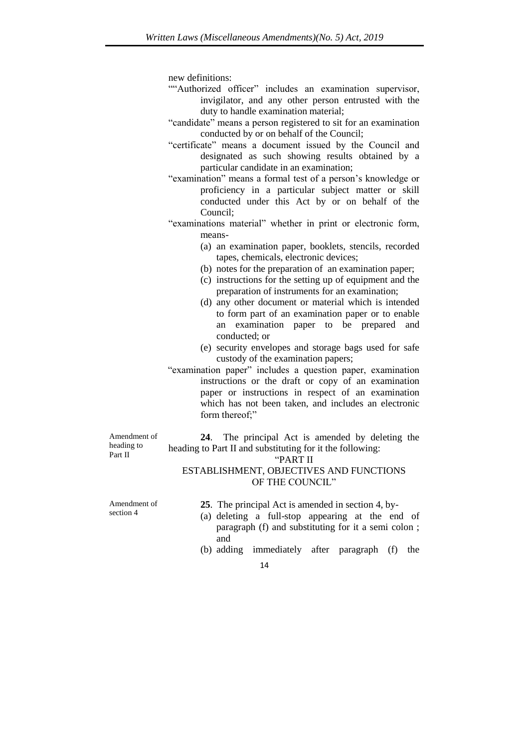new definitions:

""Authorized officer" includes an examination supervisor, invigilator, and any other person entrusted with the duty to handle examination material;

"candidate" means a person registered to sit for an examination conducted by or on behalf of the Council;

"certificate" means a document issued by the Council and designated as such showing results obtained by a particular candidate in an examination;

"examination" means a formal test of a person's knowledge or proficiency in a particular subject matter or skill conducted under this Act by or on behalf of the Council;

"examinations material" whether in print or electronic form, means-

(a) an examination paper, booklets, stencils, recorded tapes, chemicals, electronic devices;

(b) notes for the preparation of an examination paper;

(c) instructions for the setting up of equipment and the preparation of instruments for an examination;

(d) any other document or material which is intended to form part of an examination paper or to enable an examination paper to be prepared and conducted; or

(e) security envelopes and storage bags used for safe custody of the examination papers;

"examination paper" includes a question paper, examination instructions or the draft or copy of an examination paper or instructions in respect of an examination which has not been taken, and includes an electronic form thereof;"

Amendment of heading to Part II

**24**. The principal Act is amended by deleting the heading to Part II and substituting for it the following:

"PART II
ESTABLISHMENT, OBJECTIVES AND FUNCTIONS OF THE COUNCIL"

Amendment of section 4

**25**. The principal Act is amended in section 4, by-

(a) deleting a full-stop appearing at the end of paragraph (f) and substituting for it a semi colon ; and

(b) adding immediately after paragraph (f) the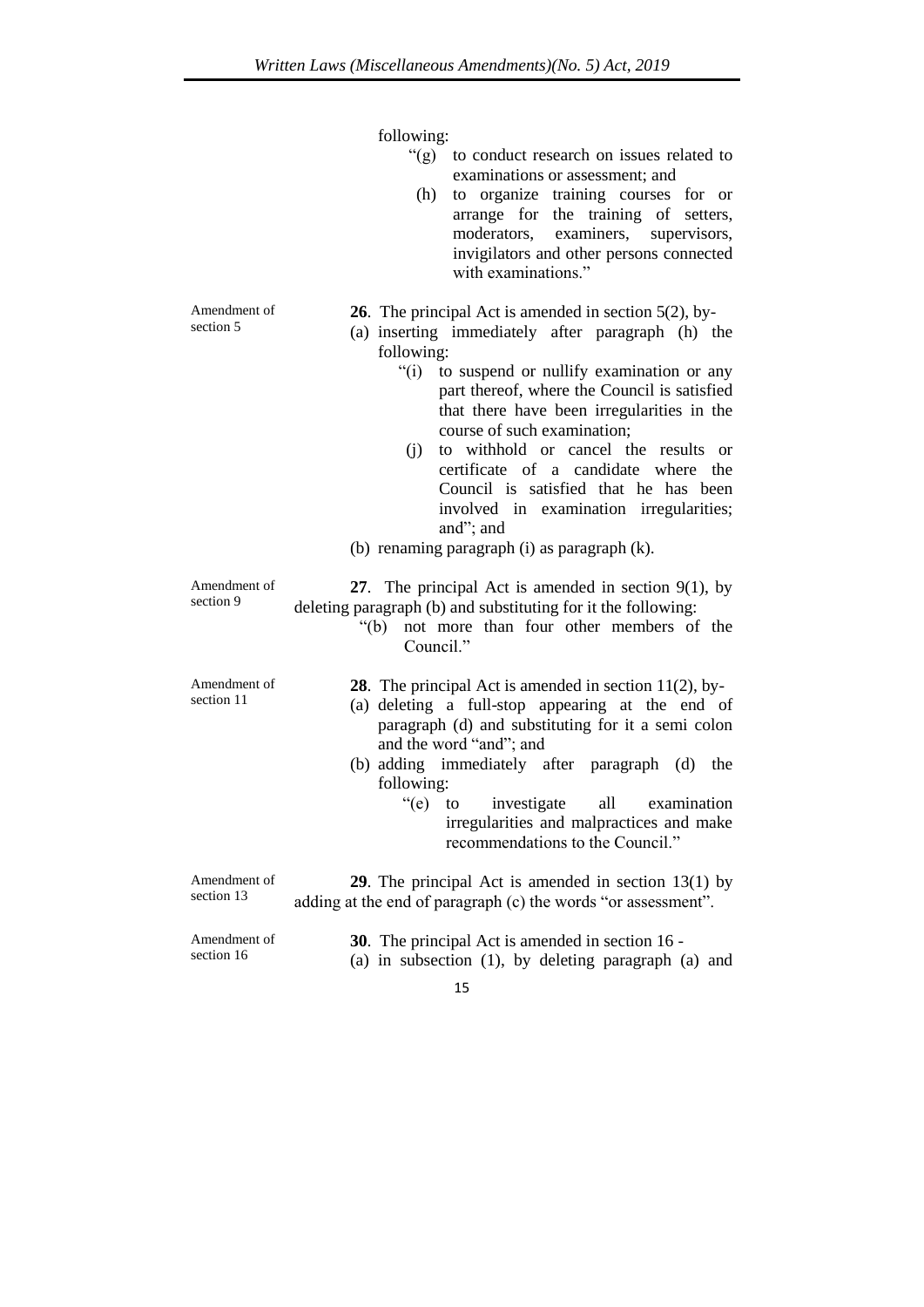following:

> "(g) to conduct research on issues related to examinations or assessment; and
>
> (h) to organize training courses for or arrange for the training of setters, moderators, examiners, supervisors, invigilators and other persons connected with examinations."

Amendment of section 5

**26**. The principal Act is amended in section 5(2), by-

(a) inserting immediately after paragraph (h) the following:

> "(i) to suspend or nullify examination or any part thereof, where the Council is satisfied that there have been irregularities in the course of such examination;
>
> (j) to withhold or cancel the results or certificate of a candidate where the Council is satisfied that he has been involved in examination irregularities; and"; and

(b) renaming paragraph (i) as paragraph (k).

Amendment of section 9

**27**. The principal Act is amended in section 9(1), by deleting paragraph (b) and substituting for it the following:

> "(b) not more than four other members of the Council."

Amendment of section 11

**28**. The principal Act is amended in section 11(2), by-

(a) deleting a full-stop appearing at the end of paragraph (d) and substituting for it a semi colon and the word "and"; and

(b) adding immediately after paragraph (d) the following:

> "(e) to investigate all examination irregularities and malpractices and make recommendations to the Council."

Amendment of section 13

**29**. The principal Act is amended in section 13(1) by adding at the end of paragraph (c) the words "or assessment".

Amendment of section 16

**30**. The principal Act is amended in section 16 -

(a) in subsection (1), by deleting paragraph (a) and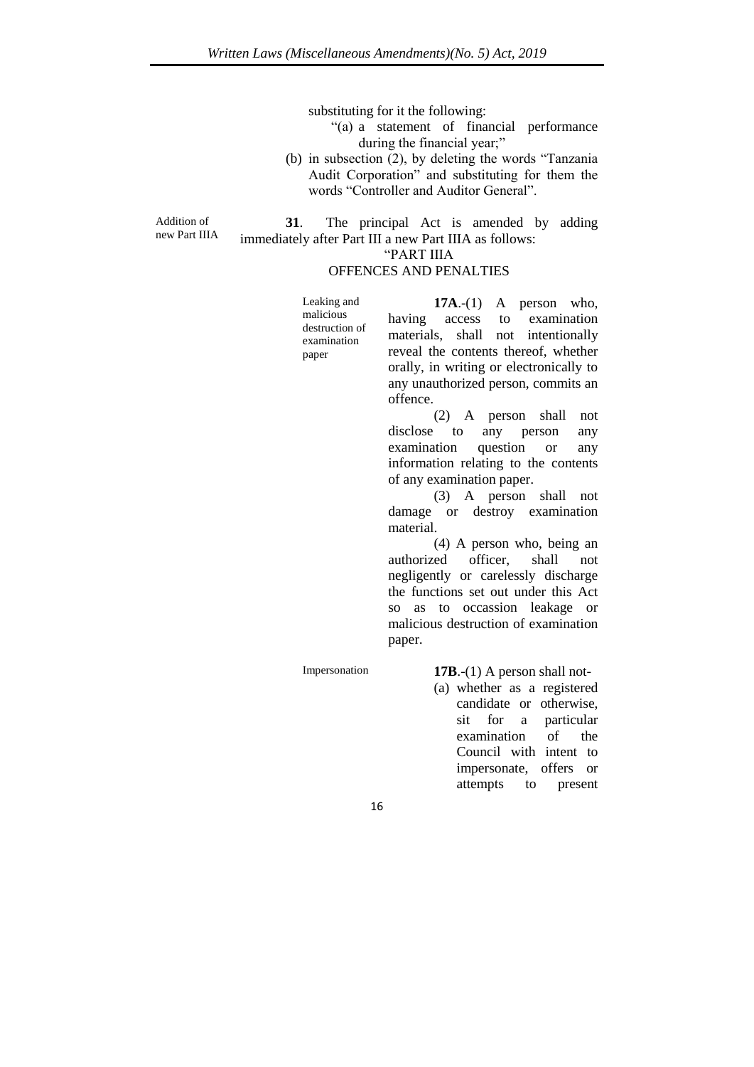substituting for it the following:

"(a) a statement of financial performance during the financial year;"

(b) in subsection (2), by deleting the words "Tanzania Audit Corporation" and substituting for them the words "Controller and Auditor General".

Addition of new Part IIIA

**31**. The principal Act is amended by adding immediately after Part III a new Part IIIA as follows:

"PART IIIA
OFFENCES AND PENALTIES

Leaking and malicious destruction of examination paper

**17A**.-(1) A person who, having access to examination materials, shall not intentionally reveal the contents thereof, whether orally, in writing or electronically to any unauthorized person, commits an offence.

(2) A person shall not disclose to any person any examination question or any information relating to the contents of any examination paper.

(3) A person shall not damage or destroy examination material.

(4) A person who, being an authorized officer, shall not negligently or carelessly discharge the functions set out under this Act so as to occassion leakage or malicious destruction of examination paper.

Impersonation

**17B**.-(1) A person shall not-

(a) whether as a registered candidate or otherwise, sit for a particular examination of the Council with intent to impersonate, offers or attempts to present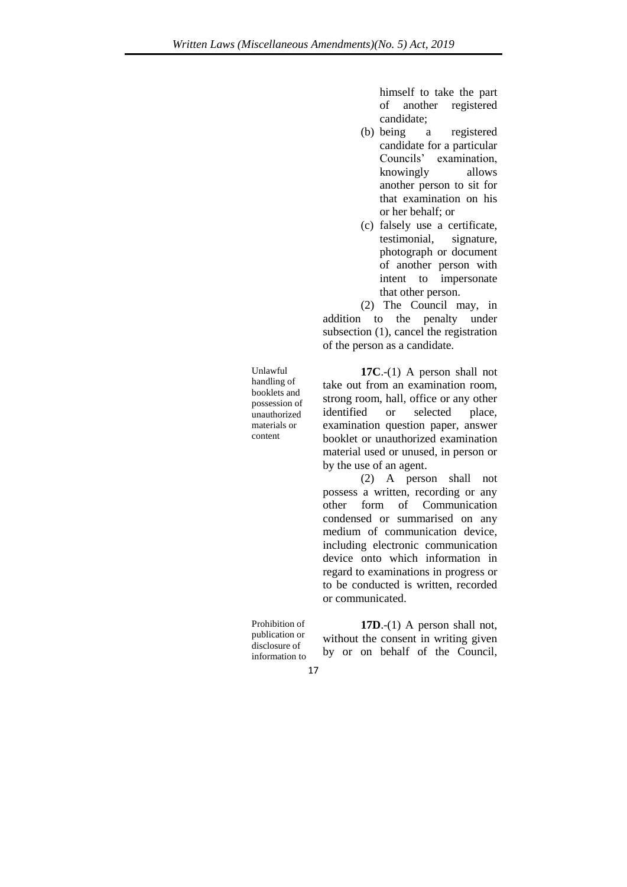himself to take the part of another registered candidate;

(b) being a registered candidate for a particular Councils' examination, knowingly allows another person to sit for that examination on his or her behalf; or

(c) falsely use a certificate, testimonial, signature, photograph or document of another person with intent to impersonate that other person.

(2) The Council may, in addition to the penalty under subsection (1), cancel the registration of the person as a candidate.

Unlawful handling of booklets and possession of unauthorized materials or content

**17C**.-(1) A person shall not take out from an examination room, strong room, hall, office or any other identified or selected place, examination question paper, answer booklet or unauthorized examination material used or unused, in person or by the use of an agent.

(2) A person shall not possess a written, recording or any other form of Communication condensed or summarised on any medium of communication device, including electronic communication device onto which information in regard to examinations in progress or to be conducted is written, recorded or communicated.

Prohibition of publication or disclosure of information to

**17D**.-(1) A person shall not, without the consent in writing given by or on behalf of the Council,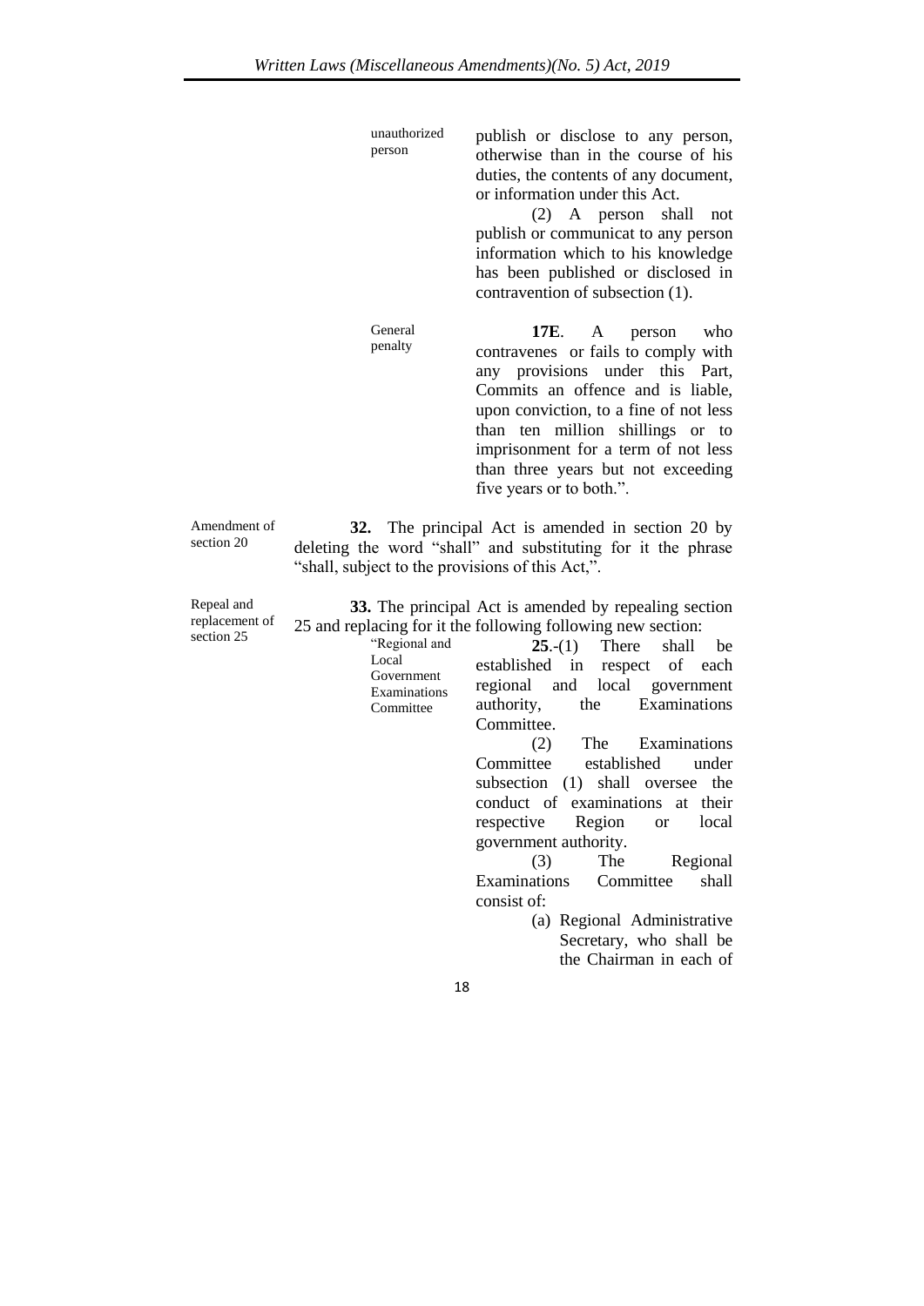unauthorized person

publish or disclose to any person, otherwise than in the course of his duties, the contents of any document, or information under this Act.

(2) A person shall not publish or communicat to any person information which to his knowledge has been published or disclosed in contravention of subsection (1).

General penalty

**17E**. A person who contravenes or fails to comply with any provisions under this Part, Commits an offence and is liable, upon conviction, to a fine of not less than ten million shillings or to imprisonment for a term of not less than three years but not exceeding five years or to both.".

Amendment of section 20

**32.** The principal Act is amended in section 20 by deleting the word "shall" and substituting for it the phrase "shall, subject to the provisions of this Act,".

Repeal and replacement of section 25

**33.** The principal Act is amended by repealing section 25 and replacing for it the following following new section:

"Regional and Local Government Examinations Committee

**25**.-(1) There shall be established in respect of each regional and local government authority, the Examinations Committee.

(2) The Examinations Committee established under subsection (1) shall oversee the conduct of examinations at their respective Region or local government authority.

(3) The Regional Examinations Committee shall consist of:

(a) Regional Administrative Secretary, who shall be the Chairman in each of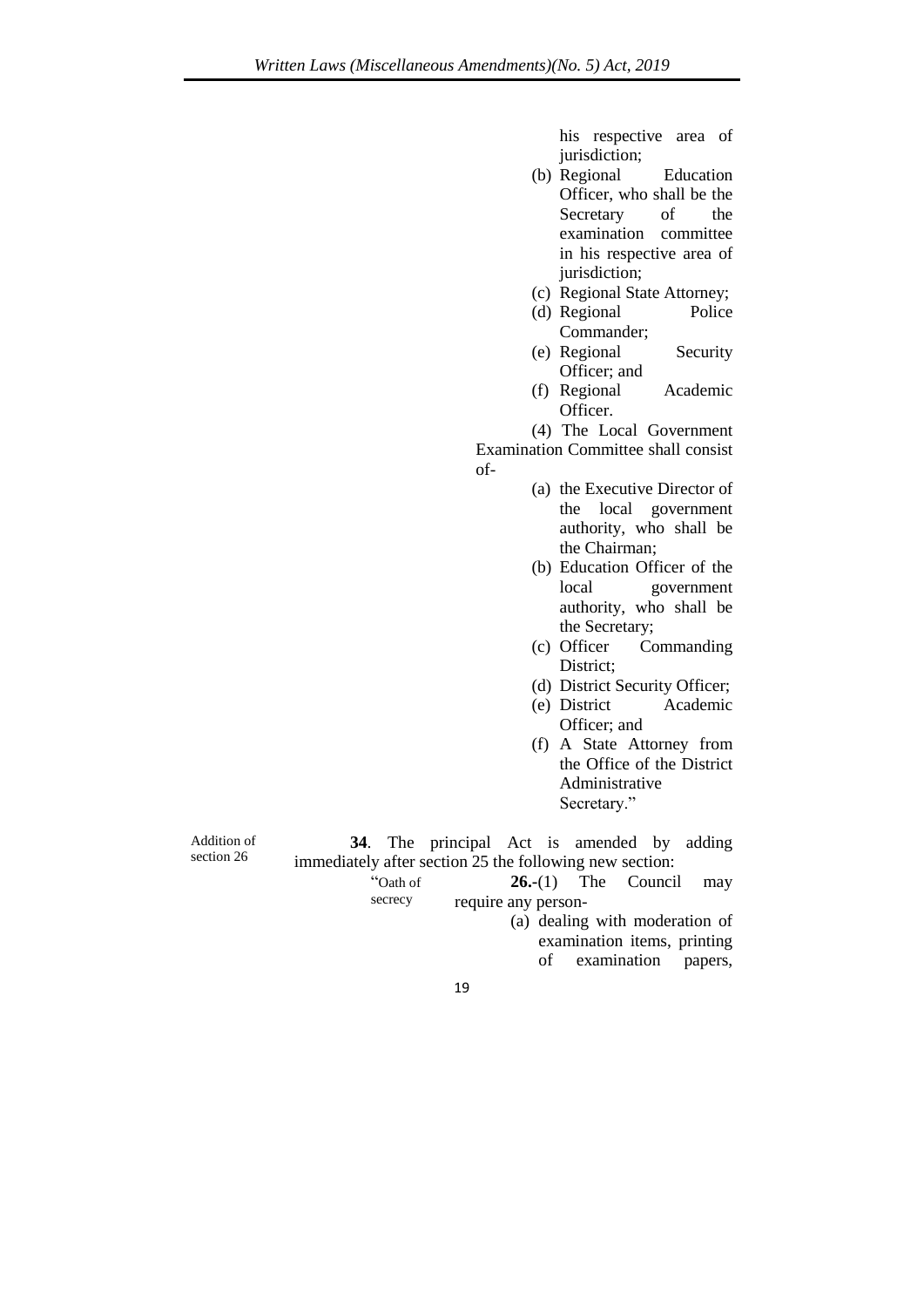his respective area of jurisdiction;

(b) Regional Education Officer, who shall be the Secretary of the examination committee in his respective area of jurisdiction;

(c) Regional State Attorney;

(d) Regional Police Commander;

(e) Regional Security Officer; and

(f) Regional Academic Officer.

(4) The Local Government Examination Committee shall consist of-

(a) the Executive Director of the local government authority, who shall be the Chairman;

(b) Education Officer of the local government authority, who shall be the Secretary;

(c) Officer Commanding District;

(d) District Security Officer;

(e) District Academic Officer; and

(f) A State Attorney from the Office of the District Administrative Secretary."

Addition of section 26

**34**. The principal Act is amended by adding immediately after section 25 the following new section:

"Oath of secrecy

**26.**-(1) The Council may require any person-

(a) dealing with moderation of examination items, printing of examination papers,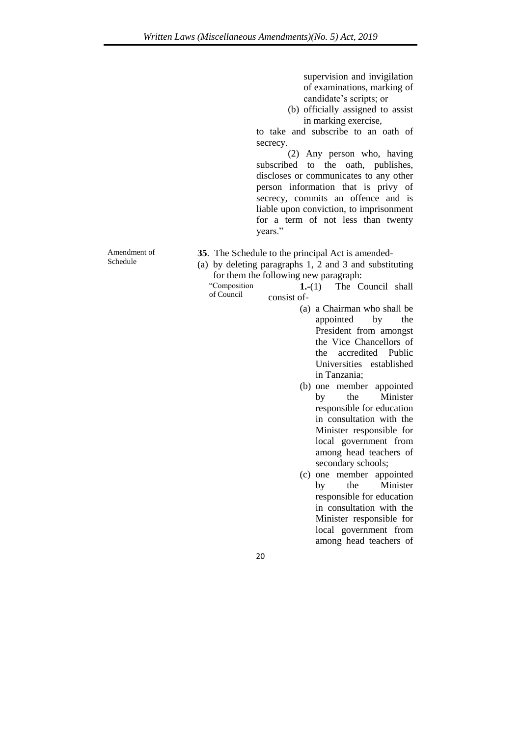supervision and invigilation of examinations, marking of candidate's scripts; or

(b) officially assigned to assist in marking exercise,

to take and subscribe to an oath of secrecy.

(2) Any person who, having subscribed to the oath, publishes, discloses or communicates to any other person information that is privy of secrecy, commits an offence and is liable upon conviction, to imprisonment for a term of not less than twenty years."

Amendment of Schedule

**35**. The Schedule to the principal Act is amended-

(a) by deleting paragraphs 1, 2 and 3 and substituting for them the following new paragraph:

"Composition of Council

**1.**-(1) The Council shall consist of-

(a) a Chairman who shall be appointed by the President from amongst the Vice Chancellors of the accredited Public Universities established in Tanzania;

(b) one member appointed by the Minister responsible for education in consultation with the Minister responsible for local government from among head teachers of secondary schools;

(c) one member appointed by the Minister responsible for education in consultation with the Minister responsible for local government from among head teachers of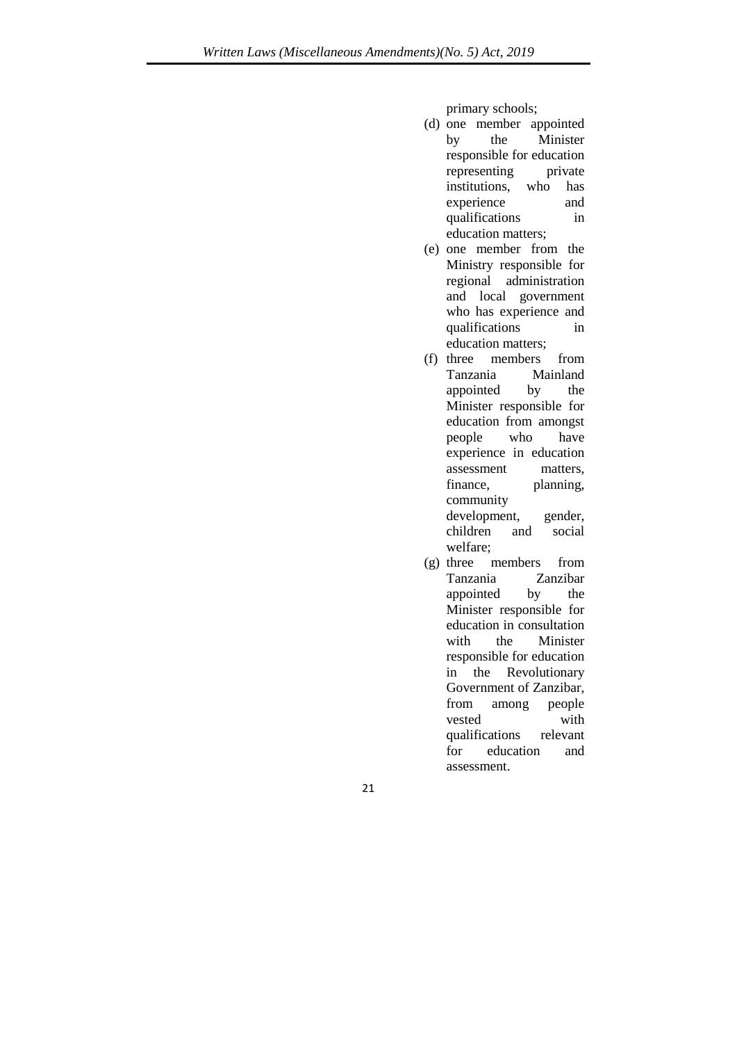primary schools;

(d) one member appointed by the Minister responsible for education representing private institutions, who has experience and qualifications in education matters;

(e) one member from the Ministry responsible for regional administration and local government who has experience and qualifications in education matters;

(f) three members from Tanzania Mainland appointed by the Minister responsible for education from amongst people who have experience in education assessment matters, finance, planning, community development, gender, children and social welfare;

(g) three members from Tanzania Zanzibar appointed by the Minister responsible for education in consultation with the Minister responsible for education in the Revolutionary Government of Zanzibar, from among people vested with qualifications relevant for education and assessment.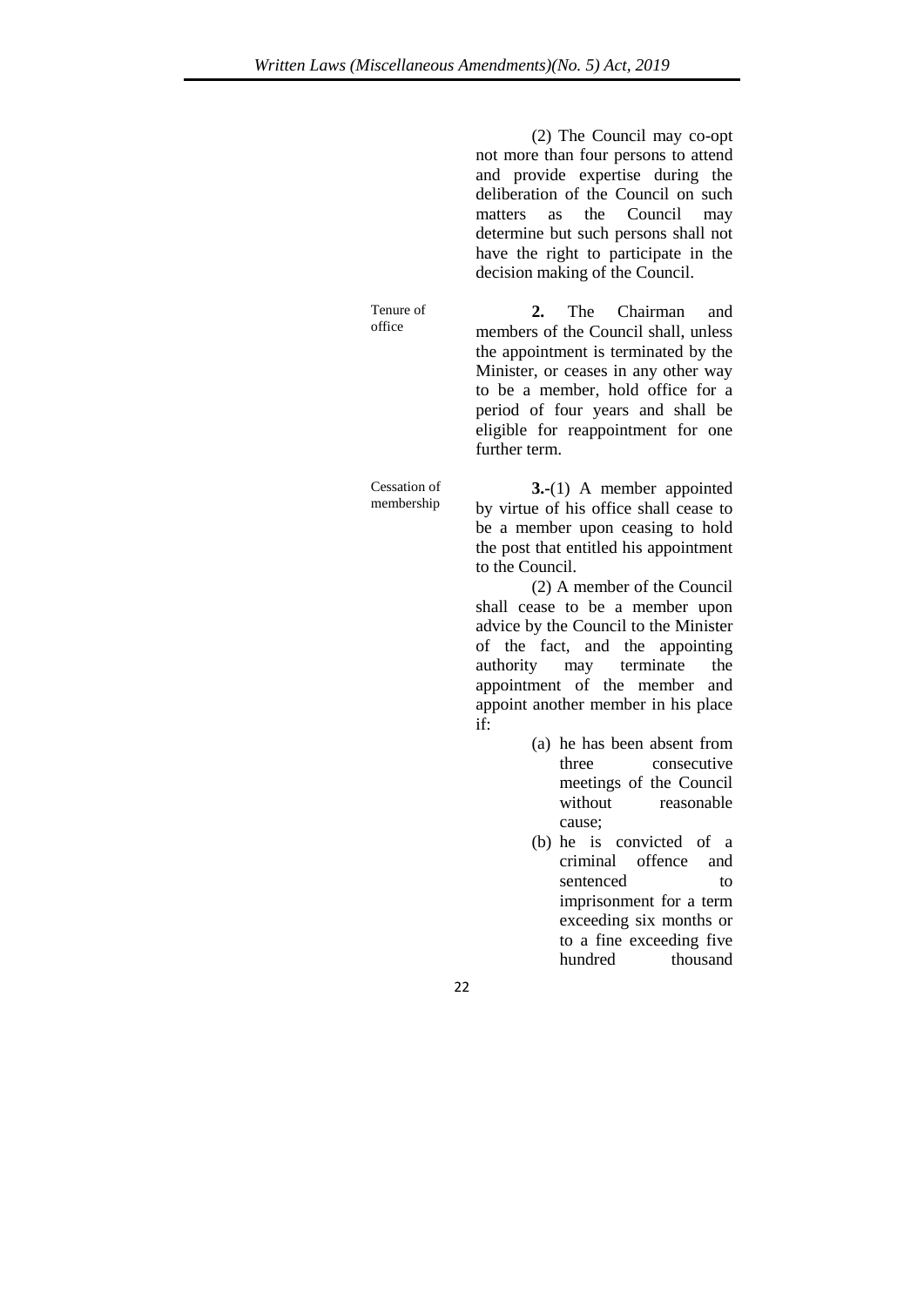(2) The Council may co-opt not more than four persons to attend and provide expertise during the deliberation of the Council on such matters as the Council may determine but such persons shall not have the right to participate in the decision making of the Council.

Tenure of office

**2.** The Chairman and members of the Council shall, unless the appointment is terminated by the Minister, or ceases in any other way to be a member, hold office for a period of four years and shall be eligible for reappointment for one further term.

Cessation of membership

**3.**-(1) A member appointed by virtue of his office shall cease to be a member upon ceasing to hold the post that entitled his appointment to the Council.

(2) A member of the Council shall cease to be a member upon advice by the Council to the Minister of the fact, and the appointing authority may terminate the appointment of the member and appoint another member in his place if:

(a) he has been absent from three consecutive meetings of the Council without reasonable cause;

(b) he is convicted of a criminal offence and sentenced to imprisonment for a term exceeding six months or to a fine exceeding five hundred thousand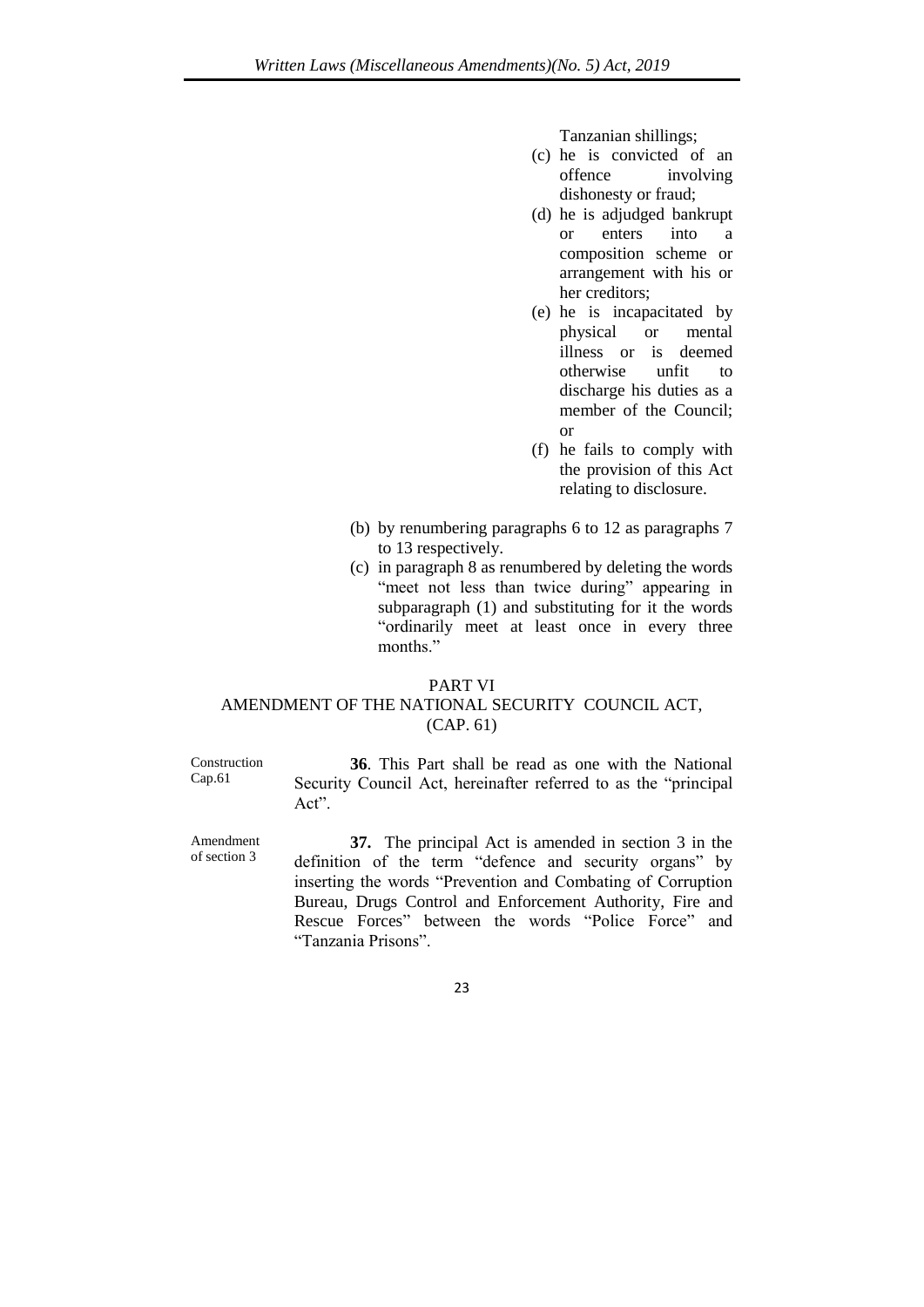Tanzanian shillings;

(c) he is convicted of an offence involving dishonesty or fraud;

(d) he is adjudged bankrupt or enters into a composition scheme or arrangement with his or her creditors;

(e) he is incapacitated by physical or mental illness or is deemed otherwise unfit to discharge his duties as a member of the Council; or

(f) he fails to comply with the provision of this Act relating to disclosure.

(b) by renumbering paragraphs 6 to 12 as paragraphs 7 to 13 respectively.

(c) in paragraph 8 as renumbered by deleting the words "meet not less than twice during" appearing in subparagraph (1) and substituting for it the words "ordinarily meet at least once in every three months."

## PART VI
## AMENDMENT OF THE NATIONAL SECURITY COUNCIL ACT, (CAP. 61)

Construction Cap.61

**36**. This Part shall be read as one with the National Security Council Act, hereinafter referred to as the "principal Act".

Amendment of section 3

**37.** The principal Act is amended in section 3 in the definition of the term "defence and security organs" by inserting the words "Prevention and Combating of Corruption Bureau, Drugs Control and Enforcement Authority, Fire and Rescue Forces" between the words "Police Force" and "Tanzania Prisons".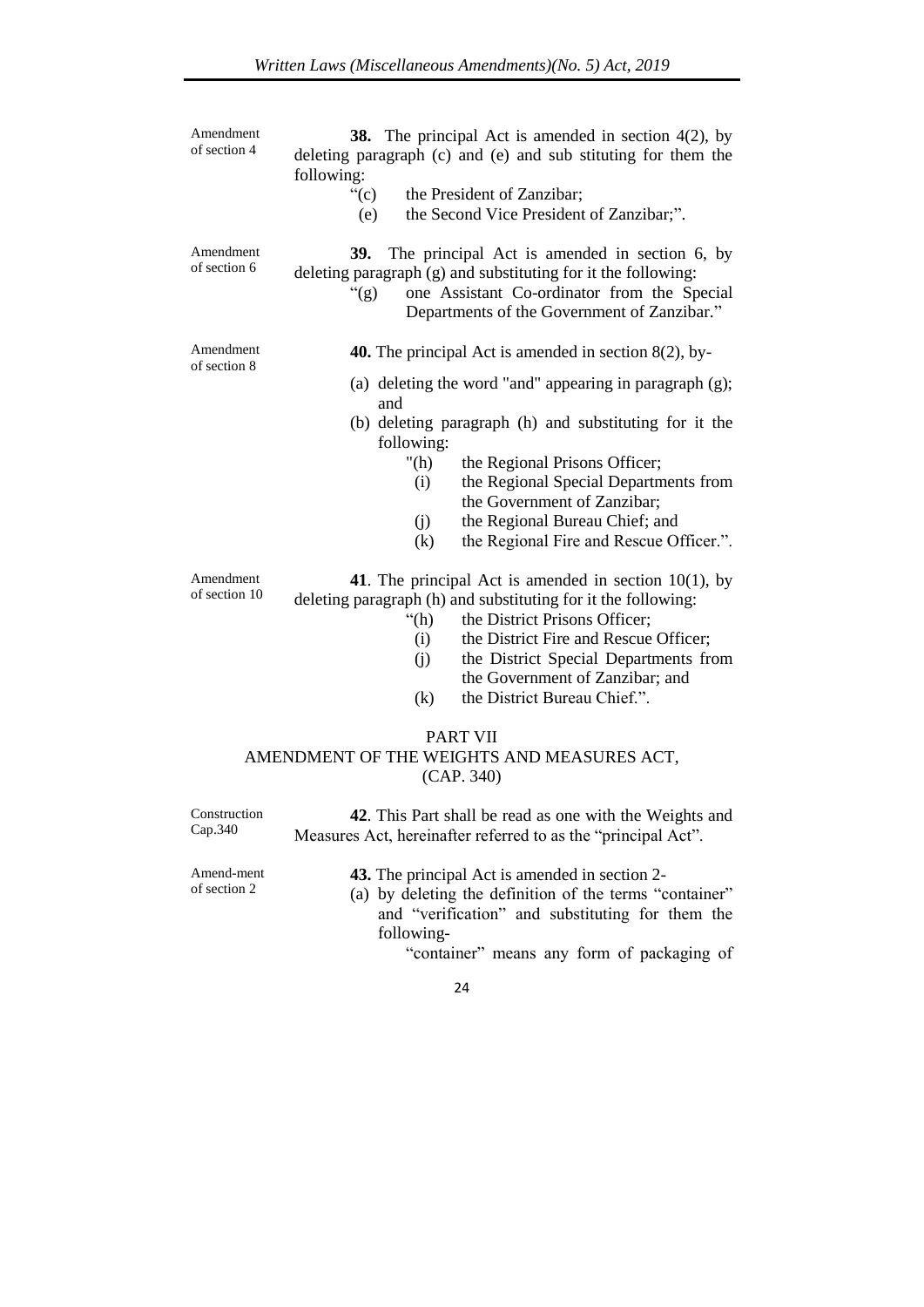Amendment of section 4

**38.** The principal Act is amended in section 4(2), by deleting paragraph (c) and (e) and sub stituting for them the following:

"(c) the President of Zanzibar;

(e) the Second Vice President of Zanzibar;".

Amendment of section 6

**39.** The principal Act is amended in section 6, by deleting paragraph (g) and substituting for it the following:

"(g) one Assistant Co-ordinator from the Special Departments of the Government of Zanzibar."

Amendment of section 8

**40.** The principal Act is amended in section 8(2), by-

(a) deleting the word "and" appearing in paragraph (g); and

(b) deleting paragraph (h) and substituting for it the following:

"(h) the Regional Prisons Officer;

(i) the Regional Special Departments from the Government of Zanzibar;

(j) the Regional Bureau Chief; and

(k) the Regional Fire and Rescue Officer.".

Amendment of section 10

**41**. The principal Act is amended in section 10(1), by deleting paragraph (h) and substituting for it the following:

"(h) the District Prisons Officer;

(i) the District Fire and Rescue Officer;

(j) the District Special Departments from the Government of Zanzibar; and

(k) the District Bureau Chief.".

## PART VII
## AMENDMENT OF THE WEIGHTS AND MEASURES ACT, (CAP. 340)

Construction Cap.340

**42**. This Part shall be read as one with the Weights and Measures Act, hereinafter referred to as the "principal Act".

Amend-ment of section 2

**43.** The principal Act is amended in section 2-

(a) by deleting the definition of the terms "container" and "verification" and substituting for them the following-

"container" means any form of packaging of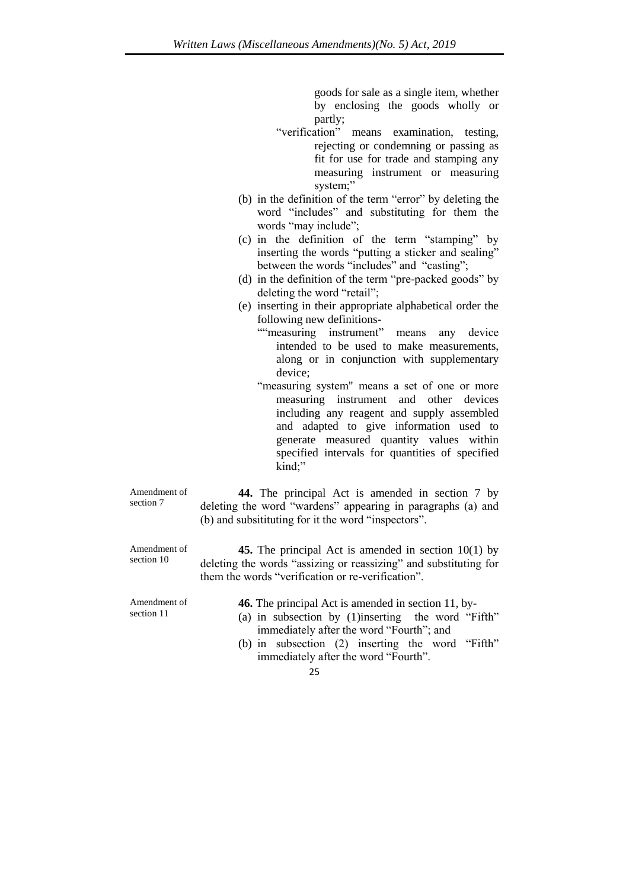goods for sale as a single item, whether by enclosing the goods wholly or partly;

"verification" means examination, testing, rejecting or condemning or passing as fit for use for trade and stamping any measuring instrument or measuring system;"

(b) in the definition of the term "error" by deleting the word "includes" and substituting for them the words "may include";

(c) in the definition of the term "stamping" by inserting the words "putting a sticker and sealing" between the words "includes" and "casting";

(d) in the definition of the term "pre-packed goods" by deleting the word "retail";

(e) inserting in their appropriate alphabetical order the following new definitions-

""measuring instrument" means any device intended to be used to make measurements, along or in conjunction with supplementary device;

"measuring system" means a set of one or more measuring instrument and other devices including any reagent and supply assembled and adapted to give information used to generate measured quantity values within specified intervals for quantities of specified kind;"

Amendment of section 7

**44.** The principal Act is amended in section 7 by deleting the word "wardens" appearing in paragraphs (a) and (b) and subsitituting for it the word "inspectors".

Amendment of section 10

**45.** The principal Act is amended in section 10(1) by deleting the words "assizing or reassizing" and substituting for them the words "verification or re-verification".

Amendment of section 11

**46.** The principal Act is amended in section 11, by-

(a) in subsection by (1)inserting the word "Fifth" immediately after the word "Fourth"; and

(b) in subsection (2) inserting the word "Fifth" immediately after the word "Fourth".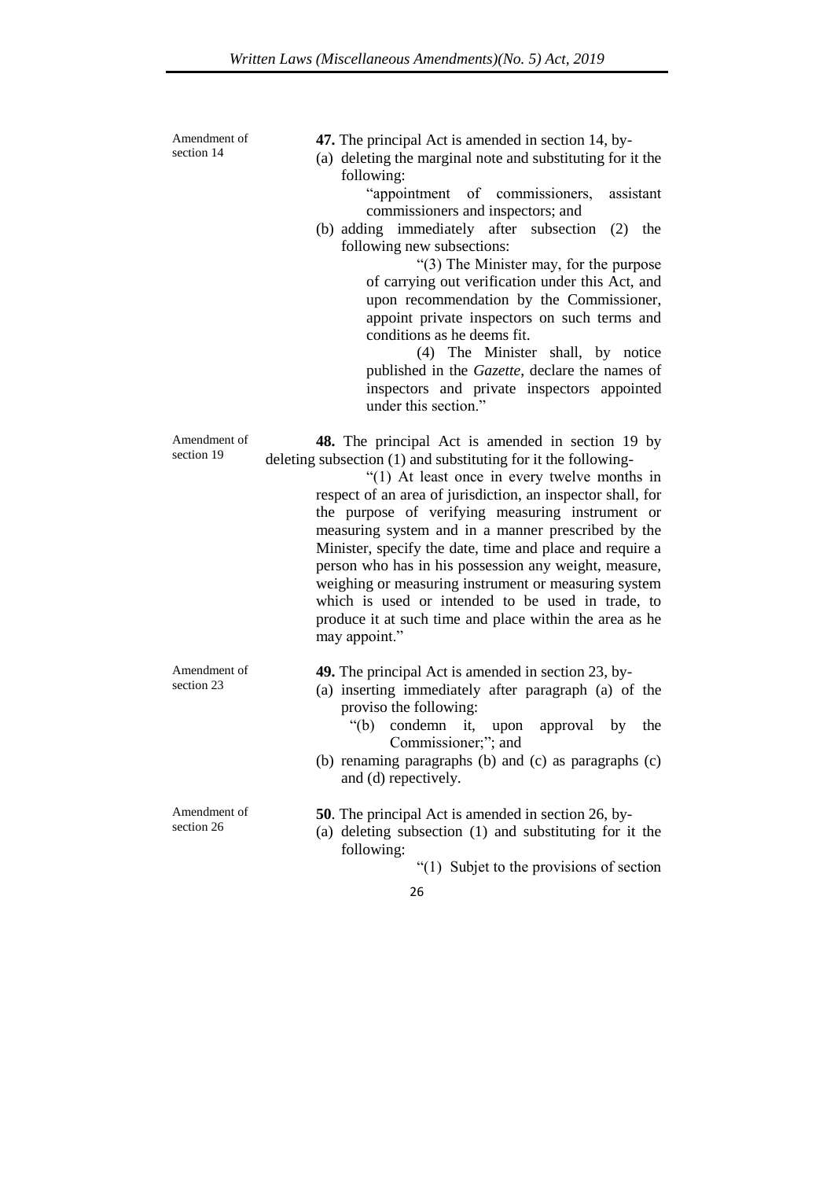Amendment of section 14

**47.** The principal Act is amended in section 14, by-

(a) deleting the marginal note and substituting for it the following:

"appointment of commissioners, assistant commissioners and inspectors; and

(b) adding immediately after subsection (2) the following new subsections:

"(3) The Minister may, for the purpose of carrying out verification under this Act, and upon recommendation by the Commissioner, appoint private inspectors on such terms and conditions as he deems fit.

(4) The Minister shall, by notice published in the *Gazette*, declare the names of inspectors and private inspectors appointed under this section."

Amendment of section 19

**48.** The principal Act is amended in section 19 by deleting subsection (1) and substituting for it the following-

"(1) At least once in every twelve months in respect of an area of jurisdiction, an inspector shall, for the purpose of verifying measuring instrument or measuring system and in a manner prescribed by the Minister, specify the date, time and place and require a person who has in his possession any weight, measure, weighing or measuring instrument or measuring system which is used or intended to be used in trade, to produce it at such time and place within the area as he may appoint."

Amendment of section 23

**49.** The principal Act is amended in section 23, by-

(a) inserting immediately after paragraph (a) of the proviso the following:

"(b) condemn it, upon approval by the Commissioner;"; and

(b) renaming paragraphs (b) and (c) as paragraphs (c) and (d) repectively.

Amendment of section 26

**50**. The principal Act is amended in section 26, by-

(a) deleting subsection (1) and substituting for it the following:

"(1) Subjet to the provisions of section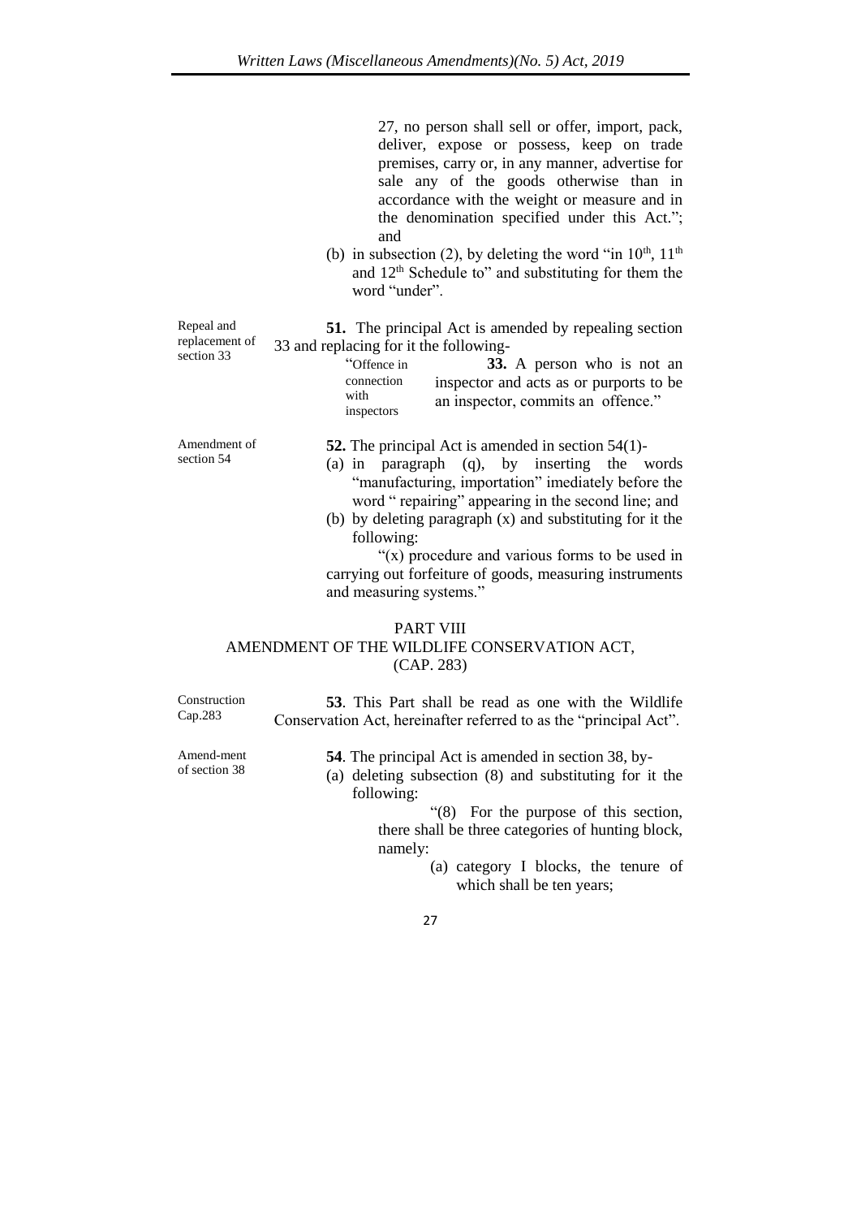27, no person shall sell or offer, import, pack, deliver, expose or possess, keep on trade premises, carry or, in any manner, advertise for sale any of the goods otherwise than in accordance with the weight or measure and in the denomination specified under this Act."; and

(b) in subsection (2), by deleting the word "in 10th, 11th and 12th Schedule to" and substituting for them the word "under".

Repeal and replacement of section 33

**51.** The principal Act is amended by repealing section 33 and replacing for it the following-

"Offence in connection with inspectors

**33.** A person who is not an inspector and acts as or purports to be an inspector, commits an offence."

Amendment of section 54

**52.** The principal Act is amended in section 54(1)-

(a) in paragraph (q), by inserting the words "manufacturing, importation" imediately before the word " repairing" appearing in the second line; and

(b) by deleting paragraph (x) and substituting for it the following:

"(x) procedure and various forms to be used in carrying out forfeiture of goods, measuring instruments and measuring systems."

## PART VIII
## AMENDMENT OF THE WILDLIFE CONSERVATION ACT, (CAP. 283)

Construction Cap.283

**53**. This Part shall be read as one with the Wildlife Conservation Act, hereinafter referred to as the "principal Act".

Amend-ment of section 38

**54**. The principal Act is amended in section 38, by-

(a) deleting subsection (8) and substituting for it the following:

"(8) For the purpose of this section, there shall be three categories of hunting block, namely:

(a) category I blocks, the tenure of which shall be ten years;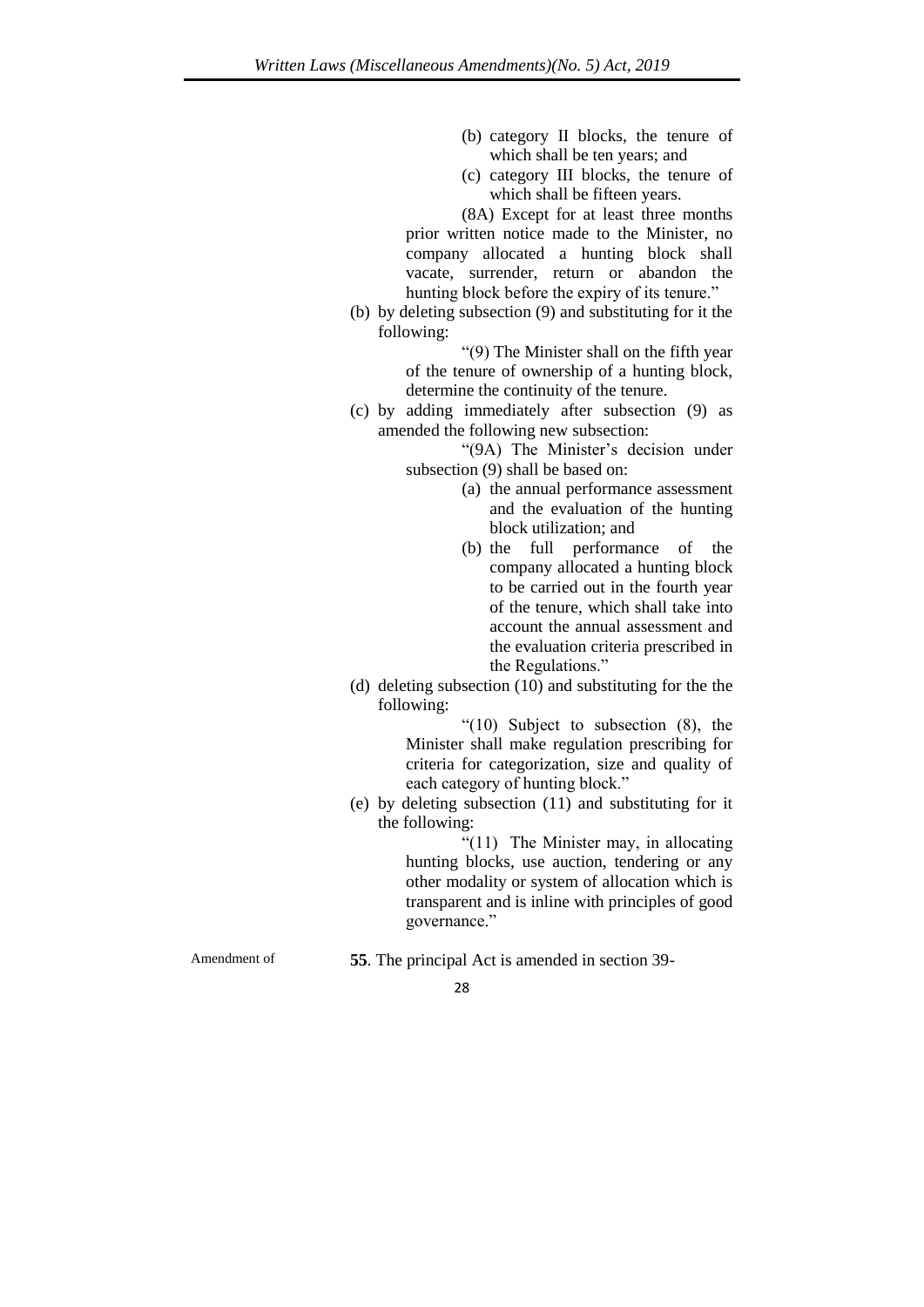(b) category II blocks, the tenure of which shall be ten years; and

(c) category III blocks, the tenure of which shall be fifteen years.

(8A) Except for at least three months prior written notice made to the Minister, no company allocated a hunting block shall vacate, surrender, return or abandon the hunting block before the expiry of its tenure."

(b) by deleting subsection (9) and substituting for it the following:

"(9) The Minister shall on the fifth year of the tenure of ownership of a hunting block, determine the continuity of the tenure.

(c) by adding immediately after subsection (9) as amended the following new subsection:

"(9A) The Minister's decision under subsection (9) shall be based on:

(a) the annual performance assessment and the evaluation of the hunting block utilization; and

(b) the full performance of the company allocated a hunting block to be carried out in the fourth year of the tenure, which shall take into account the annual assessment and the evaluation criteria prescribed in the Regulations."

(d) deleting subsection (10) and substituting for the the following:

"(10) Subject to subsection (8), the Minister shall make regulation prescribing for criteria for categorization, size and quality of each category of hunting block."

(e) by deleting subsection (11) and substituting for it the following:

"(11) The Minister may, in allocating hunting blocks, use auction, tendering or any other modality or system of allocation which is transparent and is inline with principles of good governance."

Amendment of

**55**. The principal Act is amended in section 39-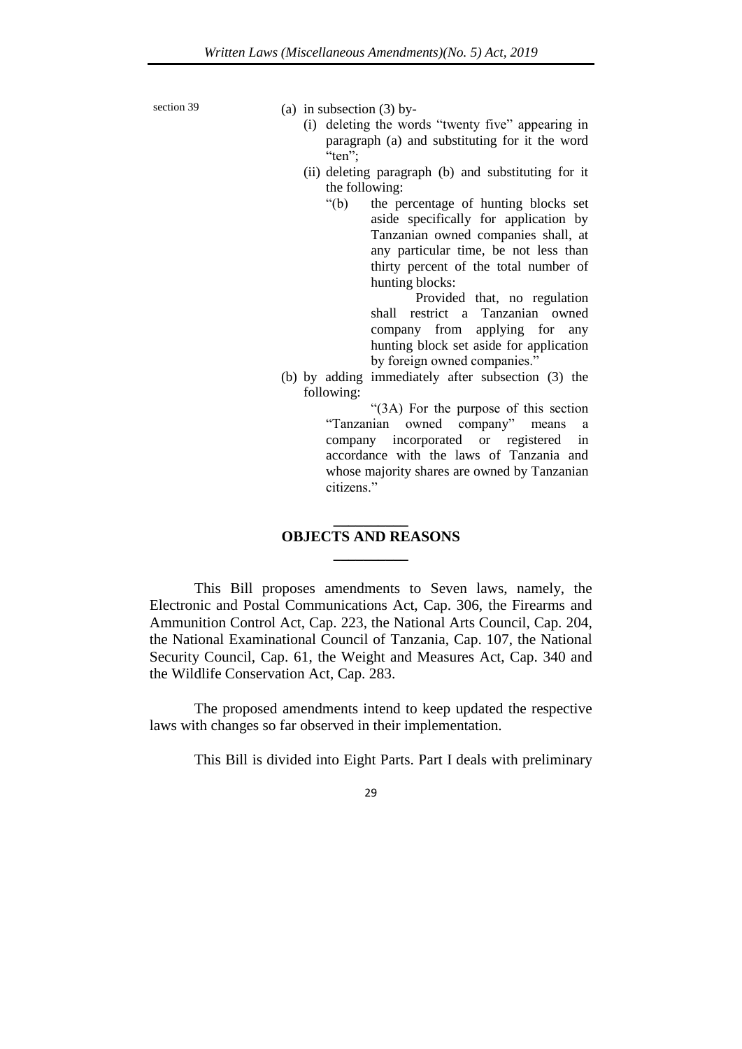section 39

(a) in subsection (3) by-

(i) deleting the words "twenty five" appearing in paragraph (a) and substituting for it the word "ten";

(ii) deleting paragraph (b) and substituting for it the following:

"(b) the percentage of hunting blocks set aside specifically for application by Tanzanian owned companies shall, at any particular time, be not less than thirty percent of the total number of hunting blocks:

Provided that, no regulation shall restrict a Tanzanian owned company from applying for any hunting block set aside for application by foreign owned companies."

(b) by adding immediately after subsection (3) the following:

"(3A) For the purpose of this section "Tanzanian owned company" means a company incorporated or registered in accordance with the laws of Tanzania and whose majority shares are owned by Tanzanian citizens."

## OBJECTS AND REASONS

This Bill proposes amendments to Seven laws, namely, the Electronic and Postal Communications Act, Cap. 306, the Firearms and Ammunition Control Act, Cap. 223, the National Arts Council, Cap. 204, the National Examinational Council of Tanzania, Cap. 107, the National Security Council, Cap. 61, the Weight and Measures Act, Cap. 340 and the Wildlife Conservation Act, Cap. 283.

The proposed amendments intend to keep updated the respective laws with changes so far observed in their implementation.

This Bill is divided into Eight Parts. Part I deals with preliminary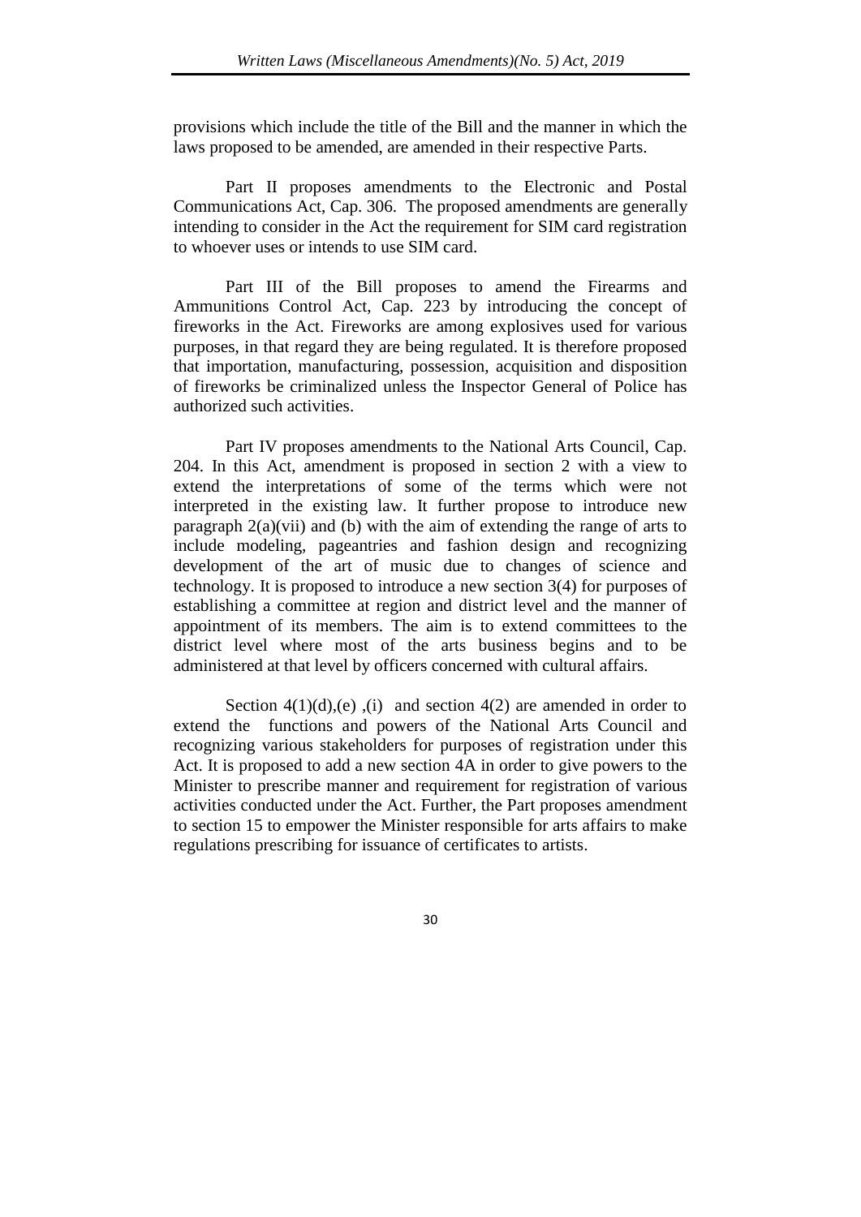provisions which include the title of the Bill and the manner in which the laws proposed to be amended, are amended in their respective Parts.

Part II proposes amendments to the Electronic and Postal Communications Act, Cap. 306. The proposed amendments are generally intending to consider in the Act the requirement for SIM card registration to whoever uses or intends to use SIM card.

Part III of the Bill proposes to amend the Firearms and Ammunitions Control Act, Cap. 223 by introducing the concept of fireworks in the Act. Fireworks are among explosives used for various purposes, in that regard they are being regulated. It is therefore proposed that importation, manufacturing, possession, acquisition and disposition of fireworks be criminalized unless the Inspector General of Police has authorized such activities.

Part IV proposes amendments to the National Arts Council, Cap. 204. In this Act, amendment is proposed in section 2 with a view to extend the interpretations of some of the terms which were not interpreted in the existing law. It further propose to introduce new paragraph 2(a)(vii) and (b) with the aim of extending the range of arts to include modeling, pageantries and fashion design and recognizing development of the art of music due to changes of science and technology. It is proposed to introduce a new section 3(4) for purposes of establishing a committee at region and district level and the manner of appointment of its members. The aim is to extend committees to the district level where most of the arts business begins and to be administered at that level by officers concerned with cultural affairs.

Section 4(1)(d),(e) ,(i) and section 4(2) are amended in order to extend the functions and powers of the National Arts Council and recognizing various stakeholders for purposes of registration under this Act. It is proposed to add a new section 4A in order to give powers to the Minister to prescribe manner and requirement for registration of various activities conducted under the Act. Further, the Part proposes amendment to section 15 to empower the Minister responsible for arts affairs to make regulations prescribing for issuance of certificates to artists.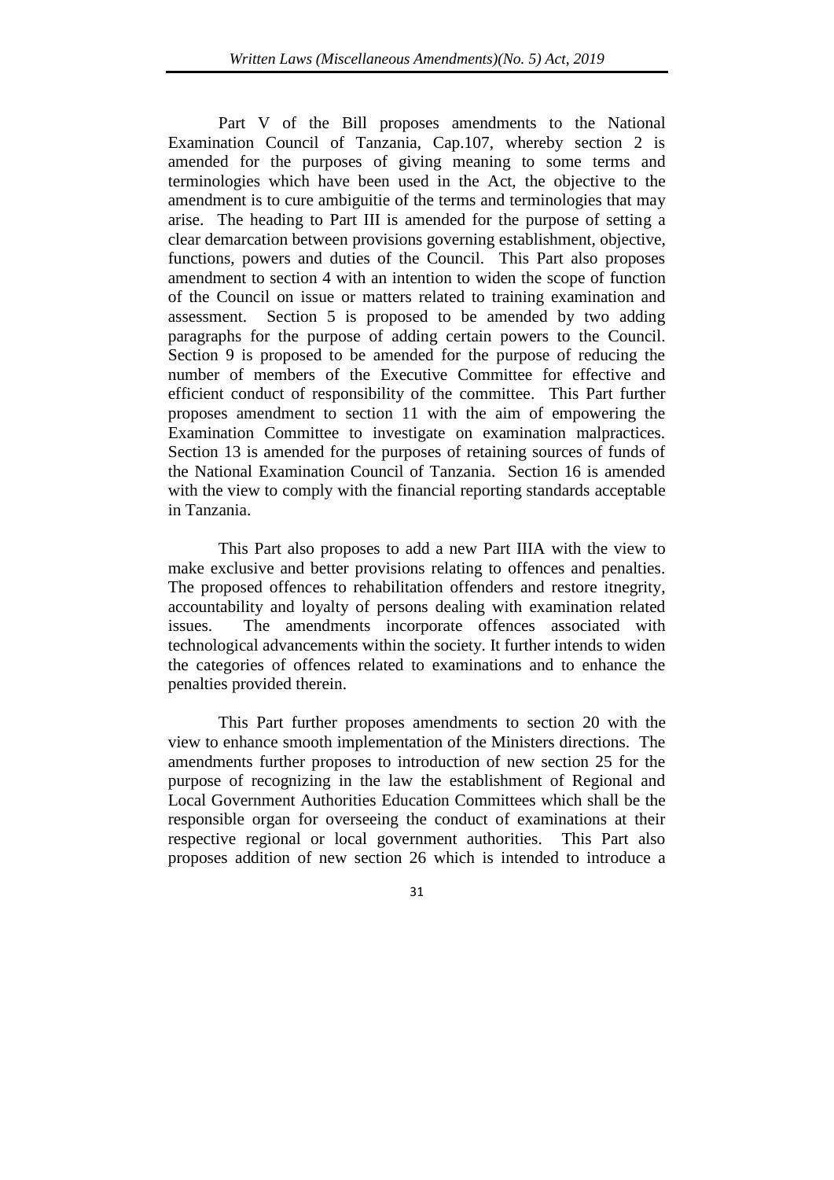Part V of the Bill proposes amendments to the National Examination Council of Tanzania, Cap.107, whereby section 2 is amended for the purposes of giving meaning to some terms and terminologies which have been used in the Act, the objective to the amendment is to cure ambiguitie of the terms and terminologies that may arise. The heading to Part III is amended for the purpose of setting a clear demarcation between provisions governing establishment, objective, functions, powers and duties of the Council. This Part also proposes amendment to section 4 with an intention to widen the scope of function of the Council on issue or matters related to training examination and assessment. Section 5 is proposed to be amended by two adding paragraphs for the purpose of adding certain powers to the Council. Section 9 is proposed to be amended for the purpose of reducing the number of members of the Executive Committee for effective and efficient conduct of responsibility of the committee. This Part further proposes amendment to section 11 with the aim of empowering the Examination Committee to investigate on examination malpractices. Section 13 is amended for the purposes of retaining sources of funds of the National Examination Council of Tanzania. Section 16 is amended with the view to comply with the financial reporting standards acceptable in Tanzania.

This Part also proposes to add a new Part IIIA with the view to make exclusive and better provisions relating to offences and penalties. The proposed offences to rehabilitation offenders and restore itnegrity, accountability and loyalty of persons dealing with examination related issues. The amendments incorporate offences associated with technological advancements within the society. It further intends to widen the categories of offences related to examinations and to enhance the penalties provided therein.

This Part further proposes amendments to section 20 with the view to enhance smooth implementation of the Ministers directions. The amendments further proposes to introduction of new section 25 for the purpose of recognizing in the law the establishment of Regional and Local Government Authorities Education Committees which shall be the responsible organ for overseeing the conduct of examinations at their respective regional or local government authorities. This Part also proposes addition of new section 26 which is intended to introduce a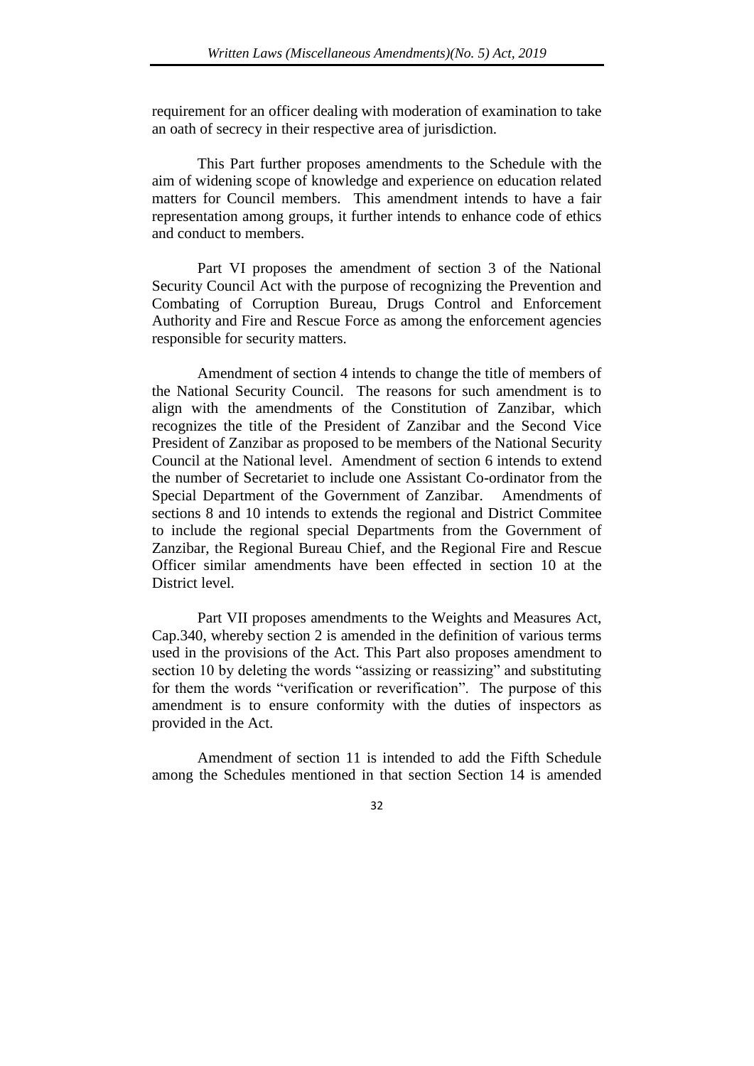requirement for an officer dealing with moderation of examination to take an oath of secrecy in their respective area of jurisdiction.

This Part further proposes amendments to the Schedule with the aim of widening scope of knowledge and experience on education related matters for Council members. This amendment intends to have a fair representation among groups, it further intends to enhance code of ethics and conduct to members.

Part VI proposes the amendment of section 3 of the National Security Council Act with the purpose of recognizing the Prevention and Combating of Corruption Bureau, Drugs Control and Enforcement Authority and Fire and Rescue Force as among the enforcement agencies responsible for security matters.

Amendment of section 4 intends to change the title of members of the National Security Council. The reasons for such amendment is to align with the amendments of the Constitution of Zanzibar, which recognizes the title of the President of Zanzibar and the Second Vice President of Zanzibar as proposed to be members of the National Security Council at the National level. Amendment of section 6 intends to extend the number of Secretariet to include one Assistant Co-ordinator from the Special Department of the Government of Zanzibar. Amendments of sections 8 and 10 intends to extends the regional and District Commitee to include the regional special Departments from the Government of Zanzibar, the Regional Bureau Chief, and the Regional Fire and Rescue Officer similar amendments have been effected in section 10 at the District level.

Part VII proposes amendments to the Weights and Measures Act, Cap.340, whereby section 2 is amended in the definition of various terms used in the provisions of the Act. This Part also proposes amendment to section 10 by deleting the words "assizing or reassizing" and substituting for them the words "verification or reverification". The purpose of this amendment is to ensure conformity with the duties of inspectors as provided in the Act.

Amendment of section 11 is intended to add the Fifth Schedule among the Schedules mentioned in that section Section 14 is amended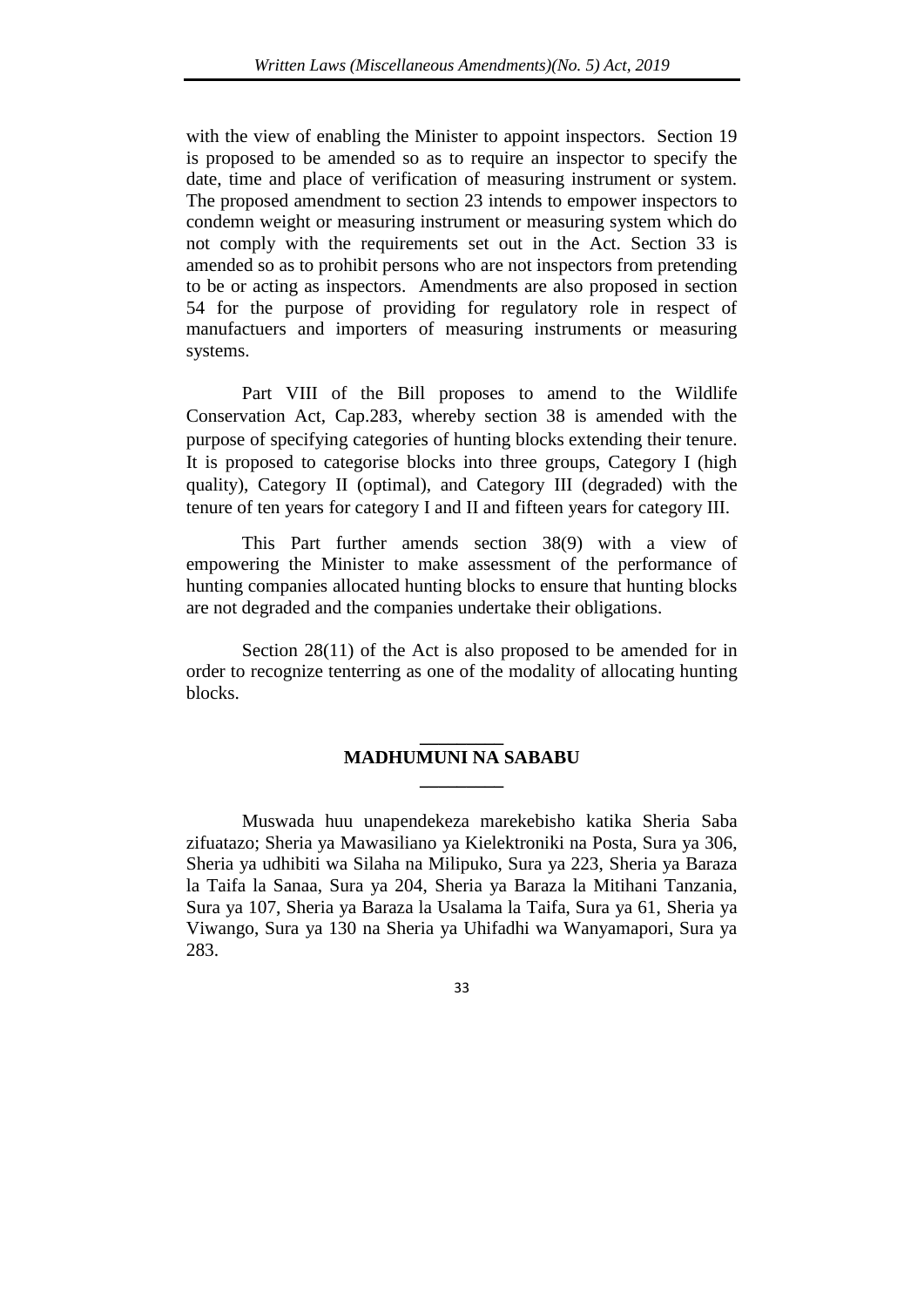with the view of enabling the Minister to appoint inspectors. Section 19 is proposed to be amended so as to require an inspector to specify the date, time and place of verification of measuring instrument or system. The proposed amendment to section 23 intends to empower inspectors to condemn weight or measuring instrument or measuring system which do not comply with the requirements set out in the Act. Section 33 is amended so as to prohibit persons who are not inspectors from pretending to be or acting as inspectors. Amendments are also proposed in section 54 for the purpose of providing for regulatory role in respect of manufactuers and importers of measuring instruments or measuring systems.

Part VIII of the Bill proposes to amend to the Wildlife Conservation Act, Cap.283, whereby section 38 is amended with the purpose of specifying categories of hunting blocks extending their tenure. It is proposed to categorise blocks into three groups, Category I (high quality), Category II (optimal), and Category III (degraded) with the tenure of ten years for category I and II and fifteen years for category III.

This Part further amends section 38(9) with a view of empowering the Minister to make assessment of the performance of hunting companies allocated hunting blocks to ensure that hunting blocks are not degraded and the companies undertake their obligations.

Section 28(11) of the Act is also proposed to be amended for in order to recognize tenterring as one of the modality of allocating hunting blocks.

## MADHUMUNI NA SABABU

Muswada huu unapendekeza marekebisho katika Sheria Saba zifuatazo; Sheria ya Mawasiliano ya Kielektroniki na Posta, Sura ya 306, Sheria ya udhibiti wa Silaha na Milipuko, Sura ya 223, Sheria ya Baraza la Taifa la Sanaa, Sura ya 204, Sheria ya Baraza la Mitihani Tanzania, Sura ya 107, Sheria ya Baraza la Usalama la Taifa, Sura ya 61, Sheria ya Viwango, Sura ya 130 na Sheria ya Uhifadhi wa Wanyamapori, Sura ya 283.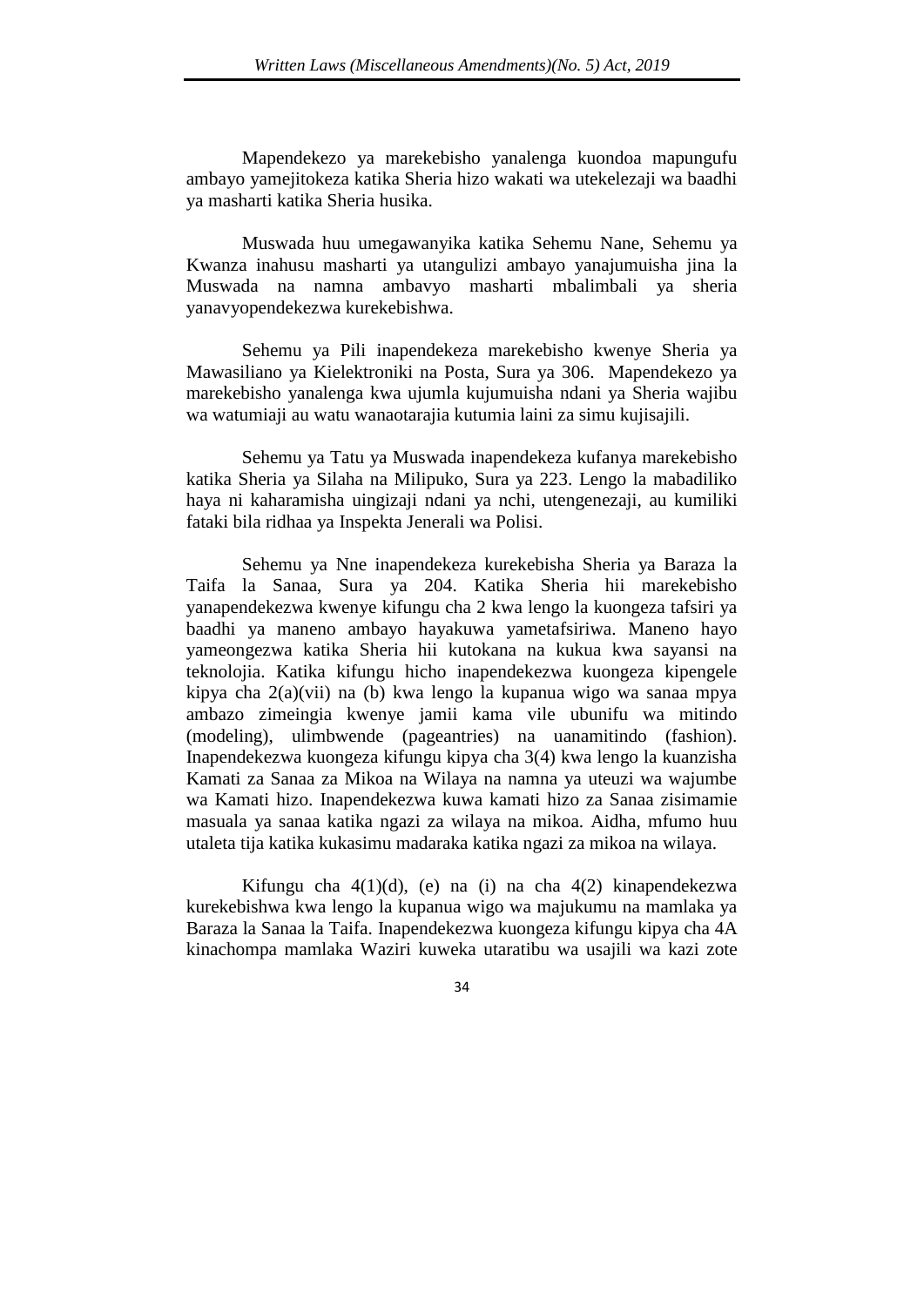Mapendekezo ya marekebisho yanalenga kuondoa mapungufu ambayo yamejitokeza katika Sheria hizo wakati wa utekelezaji wa baadhi ya masharti katika Sheria husika.

Muswada huu umegawanyika katika Sehemu Nane, Sehemu ya Kwanza inahusu masharti ya utangulizi ambayo yanajumuisha jina la Muswada na namna ambavyo masharti mbalimbali ya sheria yanavyopendekezwa kurekebishwa.

Sehemu ya Pili inapendekeza marekebisho kwenye Sheria ya Mawasiliano ya Kielektroniki na Posta, Sura ya 306. Mapendekezo ya marekebisho yanalenga kwa ujumla kujumuisha ndani ya Sheria wajibu wa watumiaji au watu wanaotarajia kutumia laini za simu kujisajili.

Sehemu ya Tatu ya Muswada inapendekeza kufanya marekebisho katika Sheria ya Silaha na Milipuko, Sura ya 223. Lengo la mabadiliko haya ni kaharamisha uingizaji ndani ya nchi, utengenezaji, au kumiliki fataki bila ridhaa ya Inspekta Jenerali wa Polisi.

Sehemu ya Nne inapendekeza kurekebisha Sheria ya Baraza la Taifa la Sanaa, Sura ya 204. Katika Sheria hii marekebisho yanapendekezwa kwenye kifungu cha 2 kwa lengo la kuongeza tafsiri ya baadhi ya maneno ambayo hayakuwa yametafsiriwa. Maneno hayo yameongezwa katika Sheria hii kutokana na kukua kwa sayansi na teknolojia. Katika kifungu hicho inapendekezwa kuongeza kipengele kipya cha 2(a)(vii) na (b) kwa lengo la kupanua wigo wa sanaa mpya ambazo zimeingia kwenye jamii kama vile ubunifu wa mitindo (modeling), ulimbwende (pageantries) na uanamitindo (fashion). Inapendekezwa kuongeza kifungu kipya cha 3(4) kwa lengo la kuanzisha Kamati za Sanaa za Mikoa na Wilaya na namna ya uteuzi wa wajumbe wa Kamati hizo. Inapendekezwa kuwa kamati hizo za Sanaa zisimamie masuala ya sanaa katika ngazi za wilaya na mikoa. Aidha, mfumo huu utaleta tija katika kukasimu madaraka katika ngazi za mikoa na wilaya.

Kifungu cha 4(1)(d), (e) na (i) na cha 4(2) kinapendekezwa kurekebishwa kwa lengo la kupanua wigo wa majukumu na mamlaka ya Baraza la Sanaa la Taifa. Inapendekezwa kuongeza kifungu kipya cha 4A kinachompa mamlaka Waziri kuweka utaratibu wa usajili wa kazi zote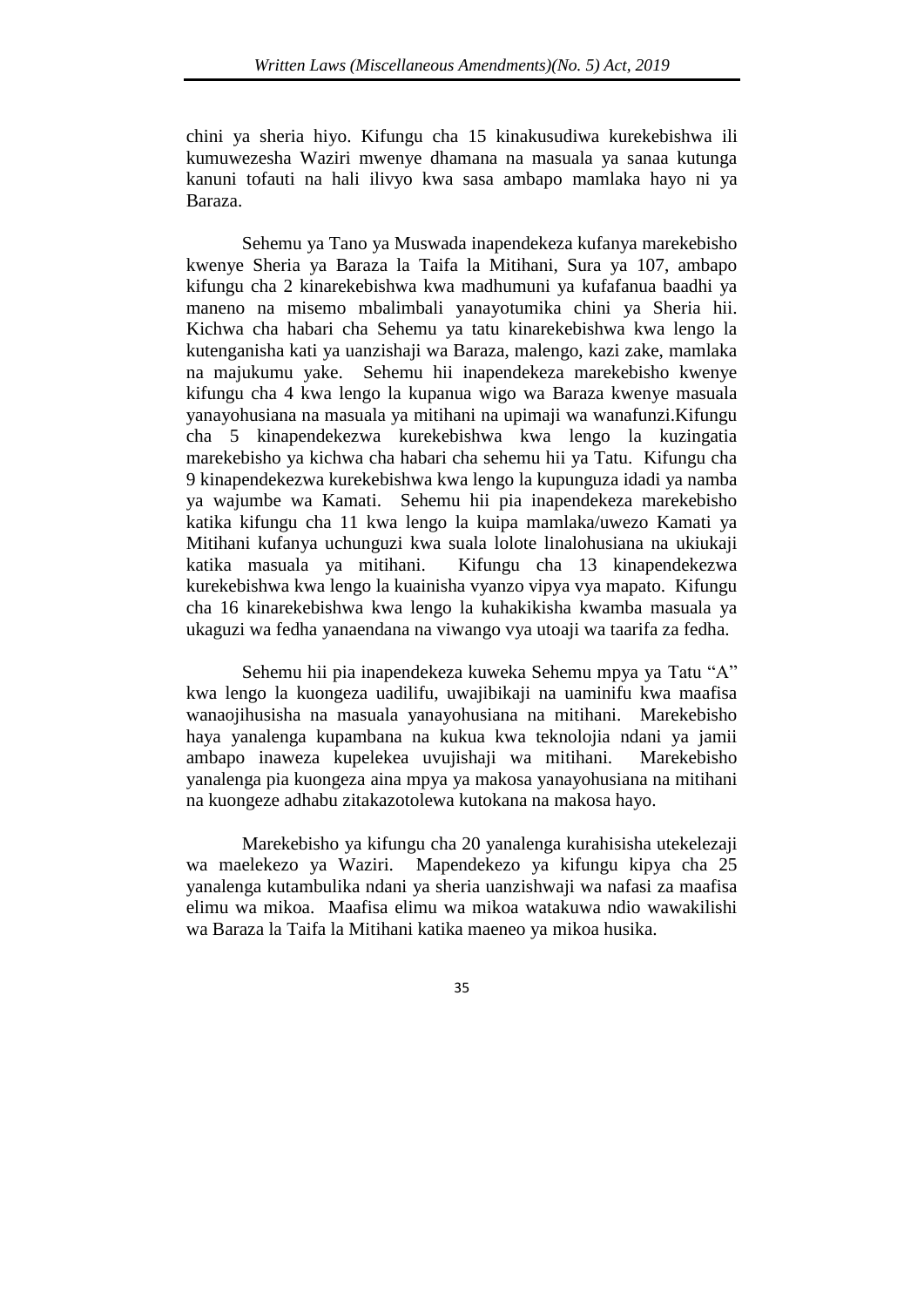chini ya sheria hiyo. Kifungu cha 15 kinakusudiwa kurekebishwa ili kumuwezesha Waziri mwenye dhamana na masuala ya sanaa kutunga kanuni tofauti na hali ilivyo kwa sasa ambapo mamlaka hayo ni ya Baraza.

Sehemu ya Tano ya Muswada inapendekeza kufanya marekebisho kwenye Sheria ya Baraza la Taifa la Mitihani, Sura ya 107, ambapo kifungu cha 2 kinarekebishwa kwa madhumuni ya kufafanua baadhi ya maneno na misemo mbalimbali yanayotumika chini ya Sheria hii. Kichwa cha habari cha Sehemu ya tatu kinarekebishwa kwa lengo la kutenganisha kati ya uanzishaji wa Baraza, malengo, kazi zake, mamlaka na majukumu yake. Sehemu hii inapendekeza marekebisho kwenye kifungu cha 4 kwa lengo la kupanua wigo wa Baraza kwenye masuala yanayohusiana na masuala ya mitihani na upimaji wa wanafunzi.Kifungu cha 5 kinapendekezwa kurekebishwa kwa lengo la kuzingatia marekebisho ya kichwa cha habari cha sehemu hii ya Tatu. Kifungu cha 9 kinapendekezwa kurekebishwa kwa lengo la kupunguza idadi ya namba ya wajumbe wa Kamati. Sehemu hii pia inapendekeza marekebisho katika kifungu cha 11 kwa lengo la kuipa mamlaka/uwezo Kamati ya Mitihani kufanya uchunguzi kwa suala lolote linalohusiana na ukiukaji katika masuala ya mitihani. Kifungu cha 13 kinapendekezwa kurekebishwa kwa lengo la kuainisha vyanzo vipya vya mapato. Kifungu cha 16 kinarekebishwa kwa lengo la kuhakikisha kwamba masuala ya ukaguzi wa fedha yanaendana na viwango vya utoaji wa taarifa za fedha.

Sehemu hii pia inapendekeza kuweka Sehemu mpya ya Tatu "A" kwa lengo la kuongeza uadilifu, uwajibikaji na uaminifu kwa maafisa wanaojihusisha na masuala yanayohusiana na mitihani. Marekebisho haya yanalenga kupambana na kukua kwa teknolojia ndani ya jamii ambapo inaweza kupelekea uvujishaji wa mitihani. Marekebisho yanalenga pia kuongeza aina mpya ya makosa yanayohusiana na mitihani na kuongeze adhabu zitakazotolewa kutokana na makosa hayo.

Marekebisho ya kifungu cha 20 yanalenga kurahisisha utekelezaji wa maelekezo ya Waziri. Mapendekezo ya kifungu kipya cha 25 yanalenga kutambulika ndani ya sheria uanzishwaji wa nafasi za maafisa elimu wa mikoa. Maafisa elimu wa mikoa watakuwa ndio wawakilishi wa Baraza la Taifa la Mitihani katika maeneo ya mikoa husika.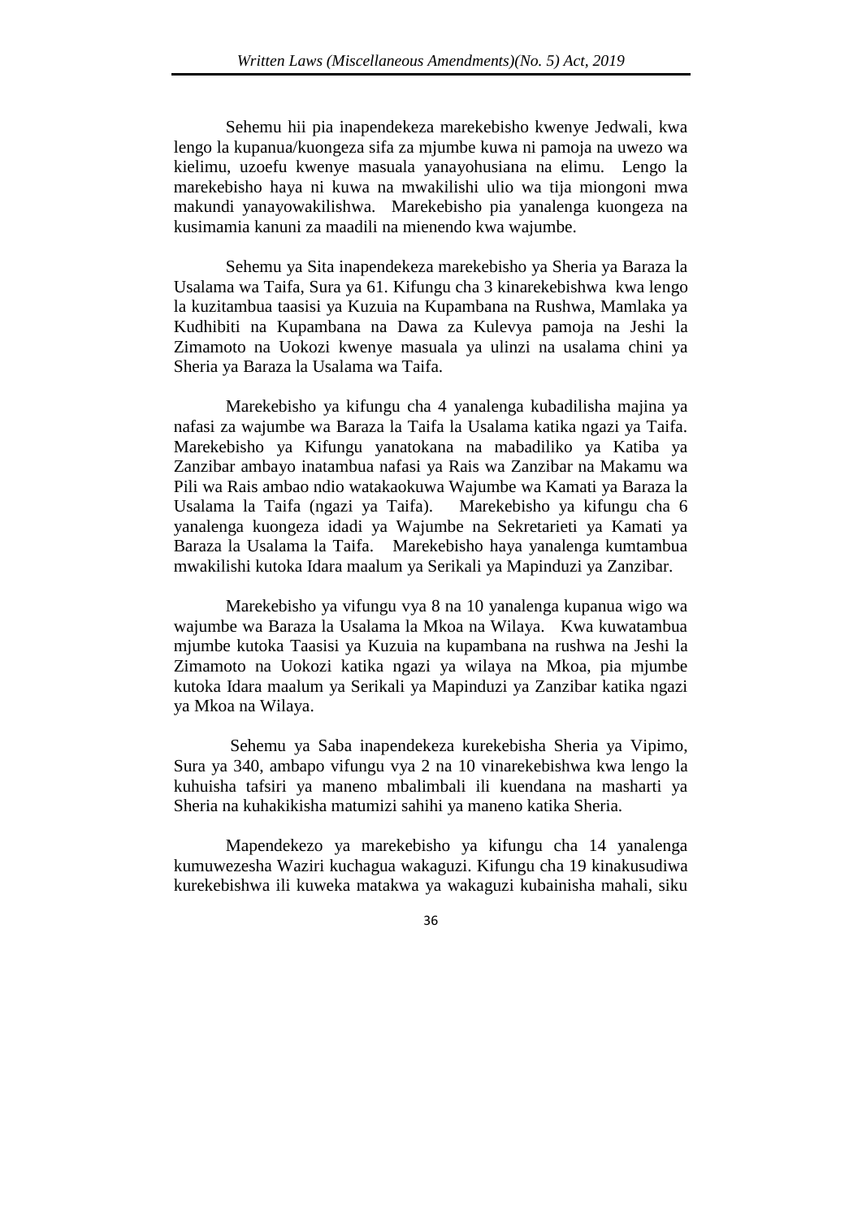Sehemu hii pia inapendekeza marekebisho kwenye Jedwali, kwa lengo la kupanua/kuongeza sifa za mjumbe kuwa ni pamoja na uwezo wa kielimu, uzoefu kwenye masuala yanayohusiana na elimu. Lengo la marekebisho haya ni kuwa na mwakilishi ulio wa tija miongoni mwa makundi yanayowakilishwa. Marekebisho pia yanalenga kuongeza na kusimamia kanuni za maadili na mienendo kwa wajumbe.

Sehemu ya Sita inapendekeza marekebisho ya Sheria ya Baraza la Usalama wa Taifa, Sura ya 61. Kifungu cha 3 kinarekebishwa kwa lengo la kuzitambua taasisi ya Kuzuia na Kupambana na Rushwa, Mamlaka ya Kudhibiti na Kupambana na Dawa za Kulevya pamoja na Jeshi la Zimamoto na Uokozi kwenye masuala ya ulinzi na usalama chini ya Sheria ya Baraza la Usalama wa Taifa.

Marekebisho ya kifungu cha 4 yanalenga kubadilisha majina ya nafasi za wajumbe wa Baraza la Taifa la Usalama katika ngazi ya Taifa. Marekebisho ya Kifungu yanatokana na mabadiliko ya Katiba ya Zanzibar ambayo inatambua nafasi ya Rais wa Zanzibar na Makamu wa Pili wa Rais ambao ndio watakaokuwa Wajumbe wa Kamati ya Baraza la Usalama la Taifa (ngazi ya Taifa). Marekebisho ya kifungu cha 6 yanalenga kuongeza idadi ya Wajumbe na Sekretarieti ya Kamati ya Baraza la Usalama la Taifa. Marekebisho haya yanalenga kumtambua mwakilishi kutoka Idara maalum ya Serikali ya Mapinduzi ya Zanzibar.

Marekebisho ya vifungu vya 8 na 10 yanalenga kupanua wigo wa wajumbe wa Baraza la Usalama la Mkoa na Wilaya. Kwa kuwatambua mjumbe kutoka Taasisi ya Kuzuia na kupambana na rushwa na Jeshi la Zimamoto na Uokozi katika ngazi ya wilaya na Mkoa, pia mjumbe kutoka Idara maalum ya Serikali ya Mapinduzi ya Zanzibar katika ngazi ya Mkoa na Wilaya.

Sehemu ya Saba inapendekeza kurekebisha Sheria ya Vipimo, Sura ya 340, ambapo vifungu vya 2 na 10 vinarekebishwa kwa lengo la kuhuisha tafsiri ya maneno mbalimbali ili kuendana na masharti ya Sheria na kuhakikisha matumizi sahihi ya maneno katika Sheria.

Mapendekezo ya marekebisho ya kifungu cha 14 yanalenga kumuwezesha Waziri kuchagua wakaguzi. Kifungu cha 19 kinakusudiwa kurekebishwa ili kuweka matakwa ya wakaguzi kubainisha mahali, siku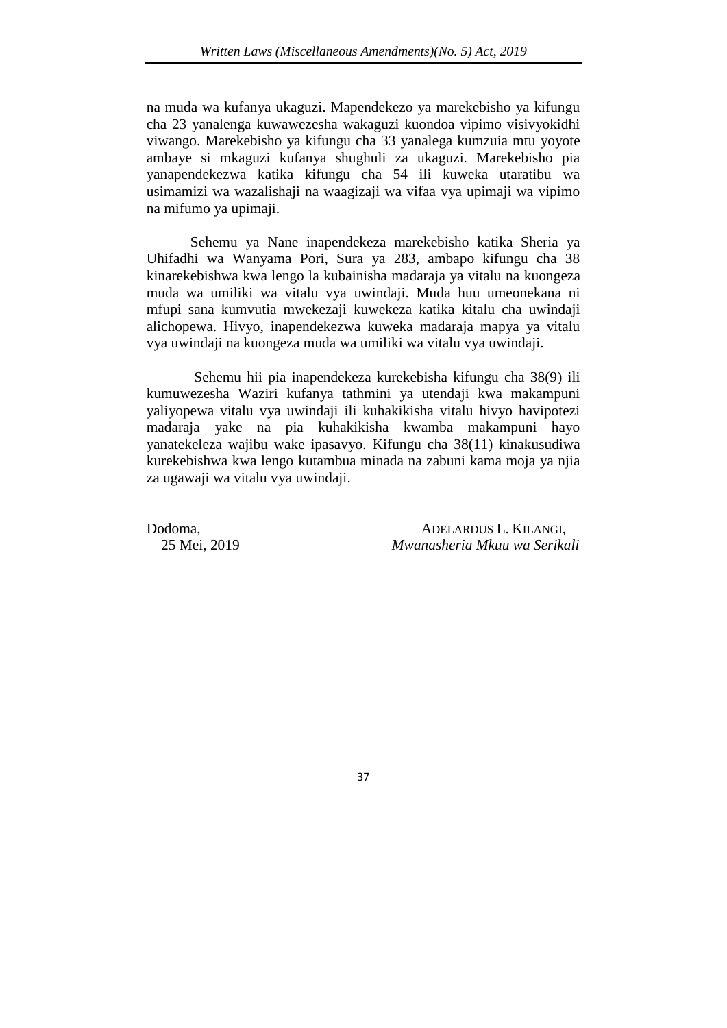na muda wa kufanya ukaguzi. Mapendekezo ya marekebisho ya kifungu cha 23 yanalenga kuwawezesha wakaguzi kuondoa vipimo visivyokidhi viwango. Marekebisho ya kifungu cha 33 yanalega kumzuia mtu yoyote ambaye si mkaguzi kufanya shughuli za ukaguzi. Marekebisho pia yanapendekezwa katika kifungu cha 54 ili kuweka utaratibu wa usimamizi wa wazalishaji na waagizaji wa vifaa vya upimaji wa vipimo na mifumo ya upimaji.

Sehemu ya Nane inapendekeza marekebisho katika Sheria ya Uhifadhi wa Wanyama Pori, Sura ya 283, ambapo kifungu cha 38 kinarekebishwa kwa lengo la kubainisha madaraja ya vitalu na kuongeza muda wa umiliki wa vitalu vya uwindaji. Muda huu umeonekana ni mfupi sana kumvutia mwekezaji kuwekeza katika kitalu cha uwindaji alichopewa. Hivyo, inapendekezwa kuweka madaraja mapya ya vitalu vya uwindaji na kuongeza muda wa umiliki wa vitalu vya uwindaji.

Sehemu hii pia inapendekeza kurekebisha kifungu cha 38(9) ili kumuwezesha Waziri kufanya tathmini ya utendaji kwa makampuni yaliyopewa vitalu vya uwindaji ili kuhakikisha vitalu hivyo havipotezi madaraja yake na pia kuhakikisha kwamba makampuni hayo yanatekeleza wajibu wake ipasavyo. Kifungu cha 38(11) kinakusudiwa kurekebishwa kwa lengo kutambua minada na zabuni kama moja ya njia za ugawaji wa vitalu vya uwindaji.

Dodoma,
25 Mei, 2019

ADELARDUS L. KILANGI,
*Mwanasheria Mkuu wa Serikali*